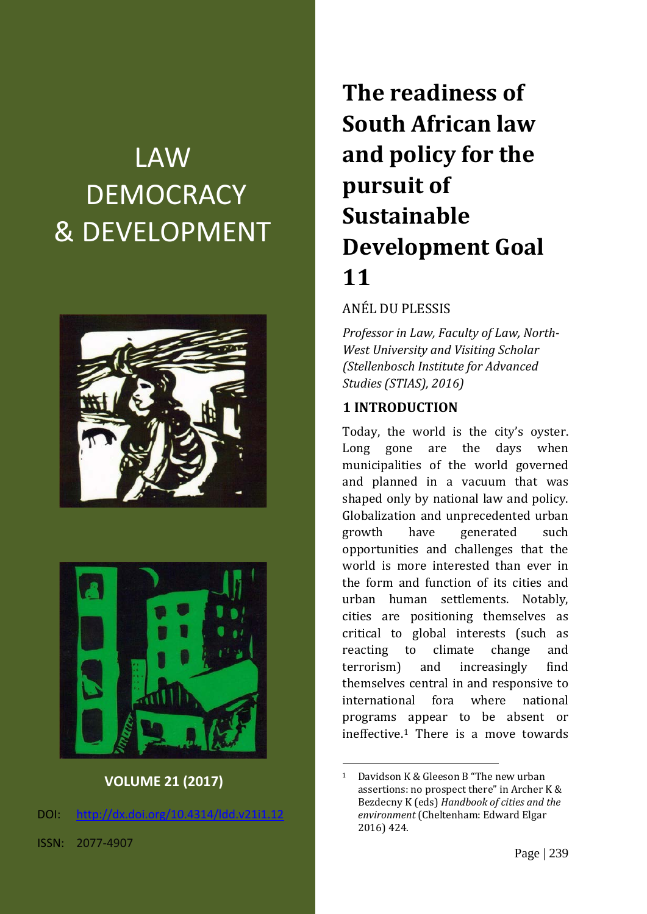# LAW DEMOCRACY & DEVELOPMENT

**VOLUME 21 (2017)**

DOI: http://dx.doi.org/10.4314/ldd.v21i1.12

ISSN: 2077-4907

# The readiness of South African law and policy for the pursuit of Sustainable Development Goal 11

ANÉL DU PLESSIS

*Professor in Law, Faculty of Law, North-West University and Visiting Scholar (Stellenbosch Institute for Advanced Studies (STIAS), 2016)*

## 1 INTRODUCTION

Today, the world is the city's oyster. Long gone are the days when municipalities of the world governed and planned in a vacuum that was shaped only by national law and policy. Globalization and unprecedented urban growth have generated such opportunities and challenges that the world is more interested than ever in the form and function of its cities and urban human settlements. Notably, cities are positioning themselves as critical to global interests (such as reacting to climate change and terrorism) and increasingly find themselves central in and responsive to international fora where national programs appear to be absent or ineffective.[1] There is a move towards

[1] Davidson K & Gleeson B "The new urban assertions: no prospect there" in Archer K & Bezdecny K (eds) *Handbook of cities and the environment* (Cheltenham: Edward Elgar 2016) 424.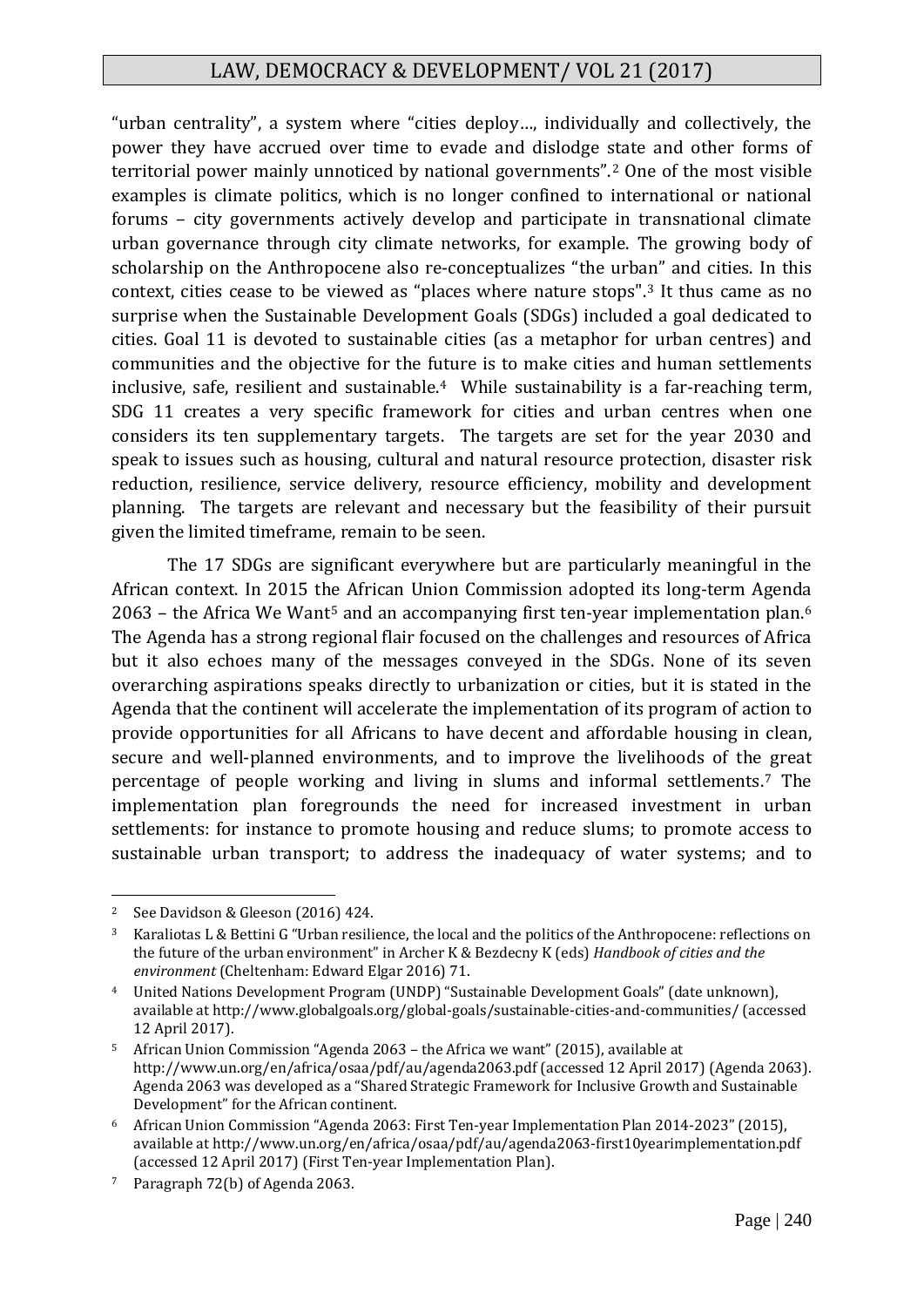"urban centrality", a system where "cities deploy…, individually and collectively, the power they have accrued over time to evade and dislodge state and other forms of territorial power mainly unnoticed by national governments".[2] One of the most visible examples is climate politics, which is no longer confined to international or national forums – city governments actively develop and participate in transnational climate urban governance through city climate networks, for example. The growing body of scholarship on the Anthropocene also re-conceptualizes "the urban" and cities. In this context, cities cease to be viewed as "places where nature stops".[3] It thus came as no surprise when the Sustainable Development Goals (SDGs) included a goal dedicated to cities. Goal 11 is devoted to sustainable cities (as a metaphor for urban centres) and communities and the objective for the future is to make cities and human settlements inclusive, safe, resilient and sustainable.[4] While sustainability is a far-reaching term, SDG 11 creates a very specific framework for cities and urban centres when one considers its ten supplementary targets. The targets are set for the year 2030 and speak to issues such as housing, cultural and natural resource protection, disaster risk reduction, resilience, service delivery, resource efficiency, mobility and development planning. The targets are relevant and necessary but the feasibility of their pursuit given the limited timeframe, remain to be seen.

The 17 SDGs are significant everywhere but are particularly meaningful in the African context. In 2015 the African Union Commission adopted its long-term Agenda 2063 – the Africa We Want[5] and an accompanying first ten-year implementation plan.[6] The Agenda has a strong regional flair focused on the challenges and resources of Africa but it also echoes many of the messages conveyed in the SDGs. None of its seven overarching aspirations speaks directly to urbanization or cities, but it is stated in the Agenda that the continent will accelerate the implementation of its program of action to provide opportunities for all Africans to have decent and affordable housing in clean, secure and well-planned environments, and to improve the livelihoods of the great percentage of people working and living in slums and informal settlements.[7] The implementation plan foregrounds the need for increased investment in urban settlements: for instance to promote housing and reduce slums; to promote access to sustainable urban transport; to address the inadequacy of water systems; and to

---

[2] See Davidson & Gleeson (2016) 424.

[3] Karaliotas L & Bettini G "Urban resilience, the local and the politics of the Anthropocene: reflections on the future of the urban environment" in Archer K & Bezdecny K (eds) *Handbook of cities and the environment* (Cheltenham: Edward Elgar 2016) 71.

[4] United Nations Development Program (UNDP) "Sustainable Development Goals" (date unknown), available at http://www.globalgoals.org/global-goals/sustainable-cities-and-communities/ (accessed 12 April 2017).

[5] African Union Commission "Agenda 2063 – the Africa we want" (2015), available at http://www.un.org/en/africa/osaa/pdf/au/agenda2063.pdf (accessed 12 April 2017) (Agenda 2063). Agenda 2063 was developed as a "Shared Strategic Framework for Inclusive Growth and Sustainable Development" for the African continent.

[6] African Union Commission "Agenda 2063: First Ten-year Implementation Plan 2014-2023" (2015), available at http://www.un.org/en/africa/osaa/pdf/au/agenda2063-first10yearimplementation.pdf (accessed 12 April 2017) (First Ten-year Implementation Plan).

[7] Paragraph 72(b) of Agenda 2063.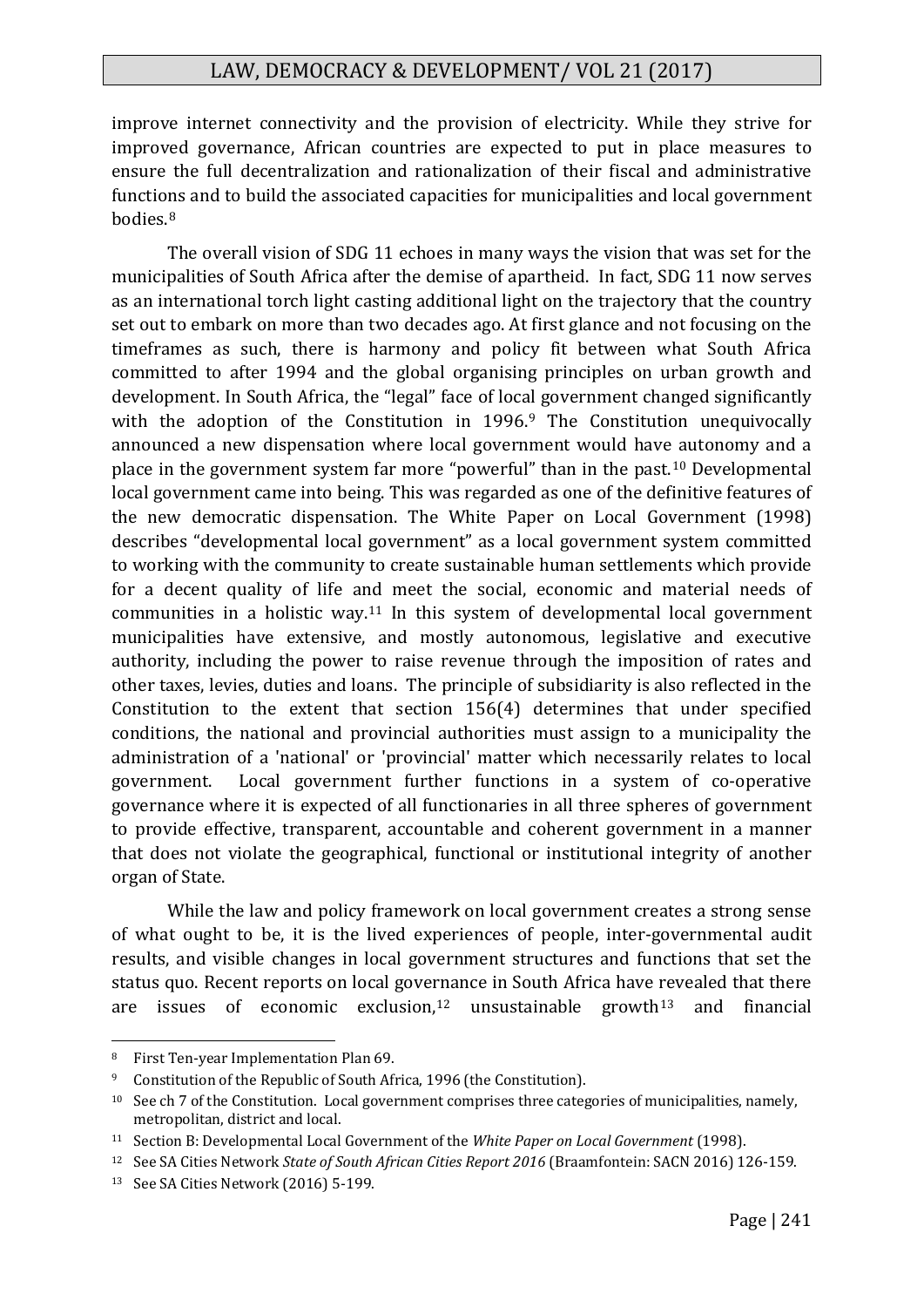improve internet connectivity and the provision of electricity. While they strive for improved governance, African countries are expected to put in place measures to ensure the full decentralization and rationalization of their fiscal and administrative functions and to build the associated capacities for municipalities and local government bodies.[8]

The overall vision of SDG 11 echoes in many ways the vision that was set for the municipalities of South Africa after the demise of apartheid. In fact, SDG 11 now serves as an international torch light casting additional light on the trajectory that the country set out to embark on more than two decades ago. At first glance and not focusing on the timeframes as such, there is harmony and policy fit between what South Africa committed to after 1994 and the global organising principles on urban growth and development. In South Africa, the "legal" face of local government changed significantly with the adoption of the Constitution in 1996.[9] The Constitution unequivocally announced a new dispensation where local government would have autonomy and a place in the government system far more "powerful" than in the past.[10] Developmental local government came into being. This was regarded as one of the definitive features of the new democratic dispensation. The White Paper on Local Government (1998) describes "developmental local government" as a local government system committed to working with the community to create sustainable human settlements which provide for a decent quality of life and meet the social, economic and material needs of communities in a holistic way.[11] In this system of developmental local government municipalities have extensive, and mostly autonomous, legislative and executive authority, including the power to raise revenue through the imposition of rates and other taxes, levies, duties and loans. The principle of subsidiarity is also reflected in the Constitution to the extent that section 156(4) determines that under specified conditions, the national and provincial authorities must assign to a municipality the administration of a 'national' or 'provincial' matter which necessarily relates to local government. Local government further functions in a system of co-operative governance where it is expected of all functionaries in all three spheres of government to provide effective, transparent, accountable and coherent government in a manner that does not violate the geographical, functional or institutional integrity of another organ of State.

While the law and policy framework on local government creates a strong sense of what ought to be, it is the lived experiences of people, inter-governmental audit results, and visible changes in local government structures and functions that set the status quo. Recent reports on local governance in South Africa have revealed that there are issues of economic exclusion,[12] unsustainable growth[13] and financial

---

[8] First Ten-year Implementation Plan 69.

[9] Constitution of the Republic of South Africa, 1996 (the Constitution).

[10] See ch 7 of the Constitution. Local government comprises three categories of municipalities, namely, metropolitan, district and local.

[11] Section B: Developmental Local Government of the *White Paper on Local Government* (1998).

[12] See SA Cities Network *State of South African Cities Report 2016* (Braamfontein: SACN 2016) 126-159.

[13] See SA Cities Network (2016) 5-199.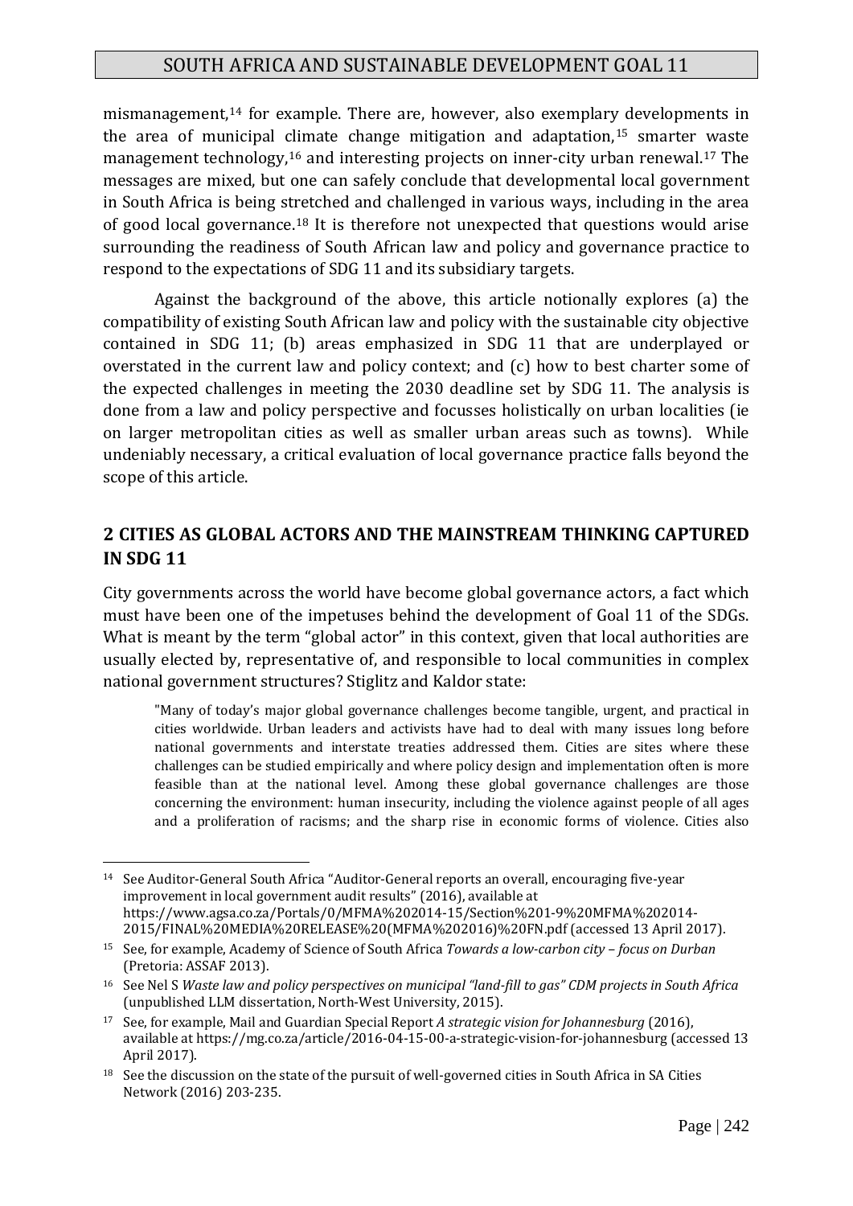mismanagement,[14] for example. There are, however, also exemplary developments in the area of municipal climate change mitigation and adaptation,[15] smarter waste management technology,[16] and interesting projects on inner-city urban renewal.[17] The messages are mixed, but one can safely conclude that developmental local government in South Africa is being stretched and challenged in various ways, including in the area of good local governance.[18] It is therefore not unexpected that questions would arise surrounding the readiness of South African law and policy and governance practice to respond to the expectations of SDG 11 and its subsidiary targets.

Against the background of the above, this article notionally explores (a) the compatibility of existing South African law and policy with the sustainable city objective contained in SDG 11; (b) areas emphasized in SDG 11 that are underplayed or overstated in the current law and policy context; and (c) how to best charter some of the expected challenges in meeting the 2030 deadline set by SDG 11. The analysis is done from a law and policy perspective and focusses holistically on urban localities (ie on larger metropolitan cities as well as smaller urban areas such as towns). While undeniably necessary, a critical evaluation of local governance practice falls beyond the scope of this article.

## 2 CITIES AS GLOBAL ACTORS AND THE MAINSTREAM THINKING CAPTURED IN SDG 11

City governments across the world have become global governance actors, a fact which must have been one of the impetuses behind the development of Goal 11 of the SDGs. What is meant by the term "global actor" in this context, given that local authorities are usually elected by, representative of, and responsible to local communities in complex national government structures? Stiglitz and Kaldor state:

> "Many of today's major global governance challenges become tangible, urgent, and practical in cities worldwide. Urban leaders and activists have had to deal with many issues long before national governments and interstate treaties addressed them. Cities are sites where these challenges can be studied empirically and where policy design and implementation often is more feasible than at the national level. Among these global governance challenges are those concerning the environment: human insecurity, including the violence against people of all ages and a proliferation of racisms; and the sharp rise in economic forms of violence. Cities also

---

[14] See Auditor-General South Africa "Auditor-General reports an overall, encouraging five-year improvement in local government audit results" (2016), available at https://www.agsa.co.za/Portals/0/MFMA%202014-15/Section%201-9%20MFMA%202014-2015/FINAL%20MEDIA%20RELEASE%20(MFMA%202016)%20FN.pdf (accessed 13 April 2017).

[15] See, for example, Academy of Science of South Africa *Towards a low-carbon city – focus on Durban* (Pretoria: ASSAF 2013).

[16] See Nel S *Waste law and policy perspectives on municipal "land-fill to gas" CDM projects in South Africa* (unpublished LLM dissertation, North-West University, 2015).

[17] See, for example, Mail and Guardian Special Report *A strategic vision for Johannesburg* (2016), available at https://mg.co.za/article/2016-04-15-00-a-strategic-vision-for-johannesburg (accessed 13 April 2017).

[18] See the discussion on the state of the pursuit of well-governed cities in South Africa in SA Cities Network (2016) 203-235.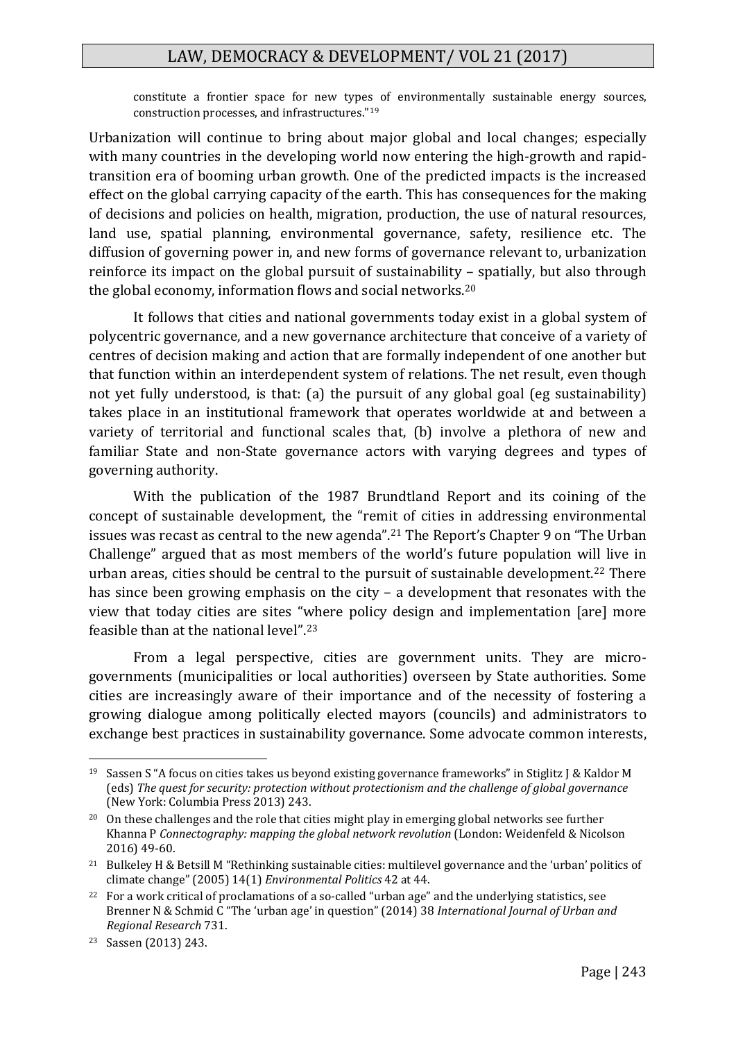constitute a frontier space for new types of environmentally sustainable energy sources, construction processes, and infrastructures."[19]

Urbanization will continue to bring about major global and local changes; especially with many countries in the developing world now entering the high-growth and rapid-transition era of booming urban growth. One of the predicted impacts is the increased effect on the global carrying capacity of the earth. This has consequences for the making of decisions and policies on health, migration, production, the use of natural resources, land use, spatial planning, environmental governance, safety, resilience etc. The diffusion of governing power in, and new forms of governance relevant to, urbanization reinforce its impact on the global pursuit of sustainability – spatially, but also through the global economy, information flows and social networks.[20]

It follows that cities and national governments today exist in a global system of polycentric governance, and a new governance architecture that conceive of a variety of centres of decision making and action that are formally independent of one another but that function within an interdependent system of relations. The net result, even though not yet fully understood, is that: (a) the pursuit of any global goal (eg sustainability) takes place in an institutional framework that operates worldwide at and between a variety of territorial and functional scales that, (b) involve a plethora of new and familiar State and non-State governance actors with varying degrees and types of governing authority.

With the publication of the 1987 Brundtland Report and its coining of the concept of sustainable development, the "remit of cities in addressing environmental issues was recast as central to the new agenda".[21] The Report's Chapter 9 on "The Urban Challenge" argued that as most members of the world's future population will live in urban areas, cities should be central to the pursuit of sustainable development.[22] There has since been growing emphasis on the city – a development that resonates with the view that today cities are sites "where policy design and implementation [are] more feasible than at the national level".[23]

From a legal perspective, cities are government units. They are micro-governments (municipalities or local authorities) overseen by State authorities. Some cities are increasingly aware of their importance and of the necessity of fostering a growing dialogue among politically elected mayors (councils) and administrators to exchange best practices in sustainability governance. Some advocate common interests,

---

[19] Sassen S "A focus on cities takes us beyond existing governance frameworks" in Stiglitz J & Kaldor M (eds) *The quest for security: protection without protectionism and the challenge of global governance* (New York: Columbia Press 2013) 243.

[20] On these challenges and the role that cities might play in emerging global networks see further Khanna P *Connectography: mapping the global network revolution* (London: Weidenfeld & Nicolson 2016) 49-60.

[21] Bulkeley H & Betsill M "Rethinking sustainable cities: multilevel governance and the 'urban' politics of climate change" (2005) 14(1) *Environmental Politics* 42 at 44.

[22] For a work critical of proclamations of a so-called "urban age" and the underlying statistics, see Brenner N & Schmid C "The 'urban age' in question" (2014) 38 *International Journal of Urban and Regional Research* 731.

[23] Sassen (2013) 243.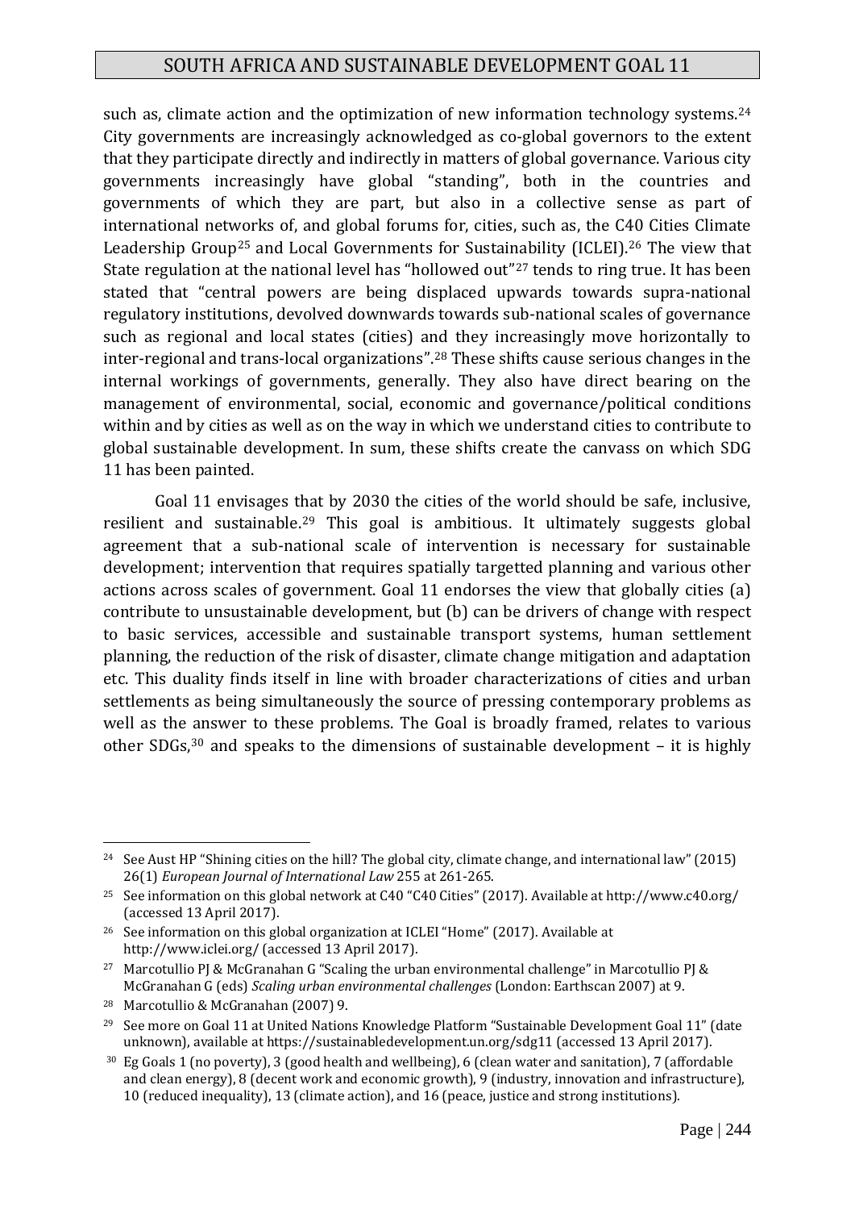such as, climate action and the optimization of new information technology systems.[24] City governments are increasingly acknowledged as co-global governors to the extent that they participate directly and indirectly in matters of global governance. Various city governments increasingly have global "standing", both in the countries and governments of which they are part, but also in a collective sense as part of international networks of, and global forums for, cities, such as, the C40 Cities Climate Leadership Group[25] and Local Governments for Sustainability (ICLEI).[26] The view that State regulation at the national level has "hollowed out"[27] tends to ring true. It has been stated that "central powers are being displaced upwards towards supra-national regulatory institutions, devolved downwards towards sub-national scales of governance such as regional and local states (cities) and they increasingly move horizontally to inter-regional and trans-local organizations".[28] These shifts cause serious changes in the internal workings of governments, generally. They also have direct bearing on the management of environmental, social, economic and governance/political conditions within and by cities as well as on the way in which we understand cities to contribute to global sustainable development. In sum, these shifts create the canvass on which SDG 11 has been painted.

Goal 11 envisages that by 2030 the cities of the world should be safe, inclusive, resilient and sustainable.[29] This goal is ambitious. It ultimately suggests global agreement that a sub-national scale of intervention is necessary for sustainable development; intervention that requires spatially targetted planning and various other actions across scales of government. Goal 11 endorses the view that globally cities (a) contribute to unsustainable development, but (b) can be drivers of change with respect to basic services, accessible and sustainable transport systems, human settlement planning, the reduction of the risk of disaster, climate change mitigation and adaptation etc. This duality finds itself in line with broader characterizations of cities and urban settlements as being simultaneously the source of pressing contemporary problems as well as the answer to these problems. The Goal is broadly framed, relates to various other SDGs,[30] and speaks to the dimensions of sustainable development – it is highly

---

[24] See Aust HP "Shining cities on the hill? The global city, climate change, and international law" (2015) 26(1) *European Journal of International Law* 255 at 261-265.

[25] See information on this global network at C40 "C40 Cities" (2017). Available at http://www.c40.org/ (accessed 13 April 2017).

[26] See information on this global organization at ICLEI "Home" (2017). Available at http://www.iclei.org/ (accessed 13 April 2017).

[27] Marcotullio PJ & McGranahan G "Scaling the urban environmental challenge" in Marcotullio PJ & McGranahan G (eds) *Scaling urban environmental challenges* (London: Earthscan 2007) at 9.

[28] Marcotullio & McGranahan (2007) 9.

[29] See more on Goal 11 at United Nations Knowledge Platform "Sustainable Development Goal 11" (date unknown), available at https://sustainabledevelopment.un.org/sdg11 (accessed 13 April 2017).

[30] Eg Goals 1 (no poverty), 3 (good health and wellbeing), 6 (clean water and sanitation), 7 (affordable and clean energy), 8 (decent work and economic growth), 9 (industry, innovation and infrastructure), 10 (reduced inequality), 13 (climate action), and 16 (peace, justice and strong institutions).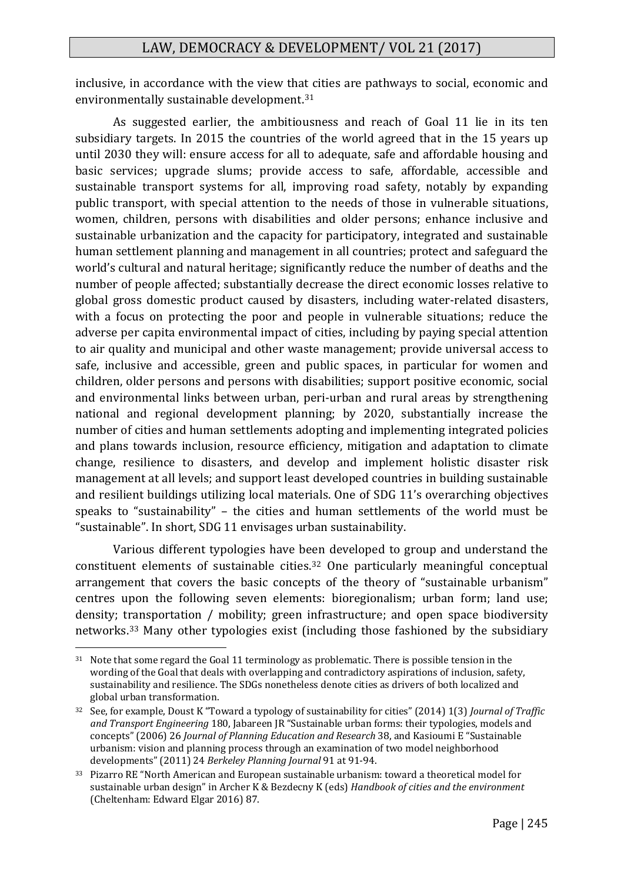inclusive, in accordance with the view that cities are pathways to social, economic and environmentally sustainable development.[31]

As suggested earlier, the ambitiousness and reach of Goal 11 lie in its ten subsidiary targets. In 2015 the countries of the world agreed that in the 15 years up until 2030 they will: ensure access for all to adequate, safe and affordable housing and basic services; upgrade slums; provide access to safe, affordable, accessible and sustainable transport systems for all, improving road safety, notably by expanding public transport, with special attention to the needs of those in vulnerable situations, women, children, persons with disabilities and older persons; enhance inclusive and sustainable urbanization and the capacity for participatory, integrated and sustainable human settlement planning and management in all countries; protect and safeguard the world's cultural and natural heritage; significantly reduce the number of deaths and the number of people affected; substantially decrease the direct economic losses relative to global gross domestic product caused by disasters, including water-related disasters, with a focus on protecting the poor and people in vulnerable situations; reduce the adverse per capita environmental impact of cities, including by paying special attention to air quality and municipal and other waste management; provide universal access to safe, inclusive and accessible, green and public spaces, in particular for women and children, older persons and persons with disabilities; support positive economic, social and environmental links between urban, peri-urban and rural areas by strengthening national and regional development planning; by 2020, substantially increase the number of cities and human settlements adopting and implementing integrated policies and plans towards inclusion, resource efficiency, mitigation and adaptation to climate change, resilience to disasters, and develop and implement holistic disaster risk management at all levels; and support least developed countries in building sustainable and resilient buildings utilizing local materials. One of SDG 11's overarching objectives speaks to "sustainability" – the cities and human settlements of the world must be "sustainable". In short, SDG 11 envisages urban sustainability.

Various different typologies have been developed to group and understand the constituent elements of sustainable cities.[32] One particularly meaningful conceptual arrangement that covers the basic concepts of the theory of "sustainable urbanism" centres upon the following seven elements: bioregionalism; urban form; land use; density; transportation / mobility; green infrastructure; and open space biodiversity networks.[33] Many other typologies exist (including those fashioned by the subsidiary

---

[31] Note that some regard the Goal 11 terminology as problematic. There is possible tension in the wording of the Goal that deals with overlapping and contradictory aspirations of inclusion, safety, sustainability and resilience. The SDGs nonetheless denote cities as drivers of both localized and global urban transformation.

[32] See, for example, Doust K "Toward a typology of sustainability for cities" (2014) 1(3) *Journal of Traffic and Transport Engineering* 180, Jabareen JR "Sustainable urban forms: their typologies, models and concepts" (2006) 26 *Journal of Planning Education and Research* 38, and Kasioumi E "Sustainable urbanism: vision and planning process through an examination of two model neighborhood developments" (2011) 24 *Berkeley Planning Journal* 91 at 91-94.

[33] Pizarro RE "North American and European sustainable urbanism: toward a theoretical model for sustainable urban design" in Archer K & Bezdecny K (eds) *Handbook of cities and the environment* (Cheltenham: Edward Elgar 2016) 87.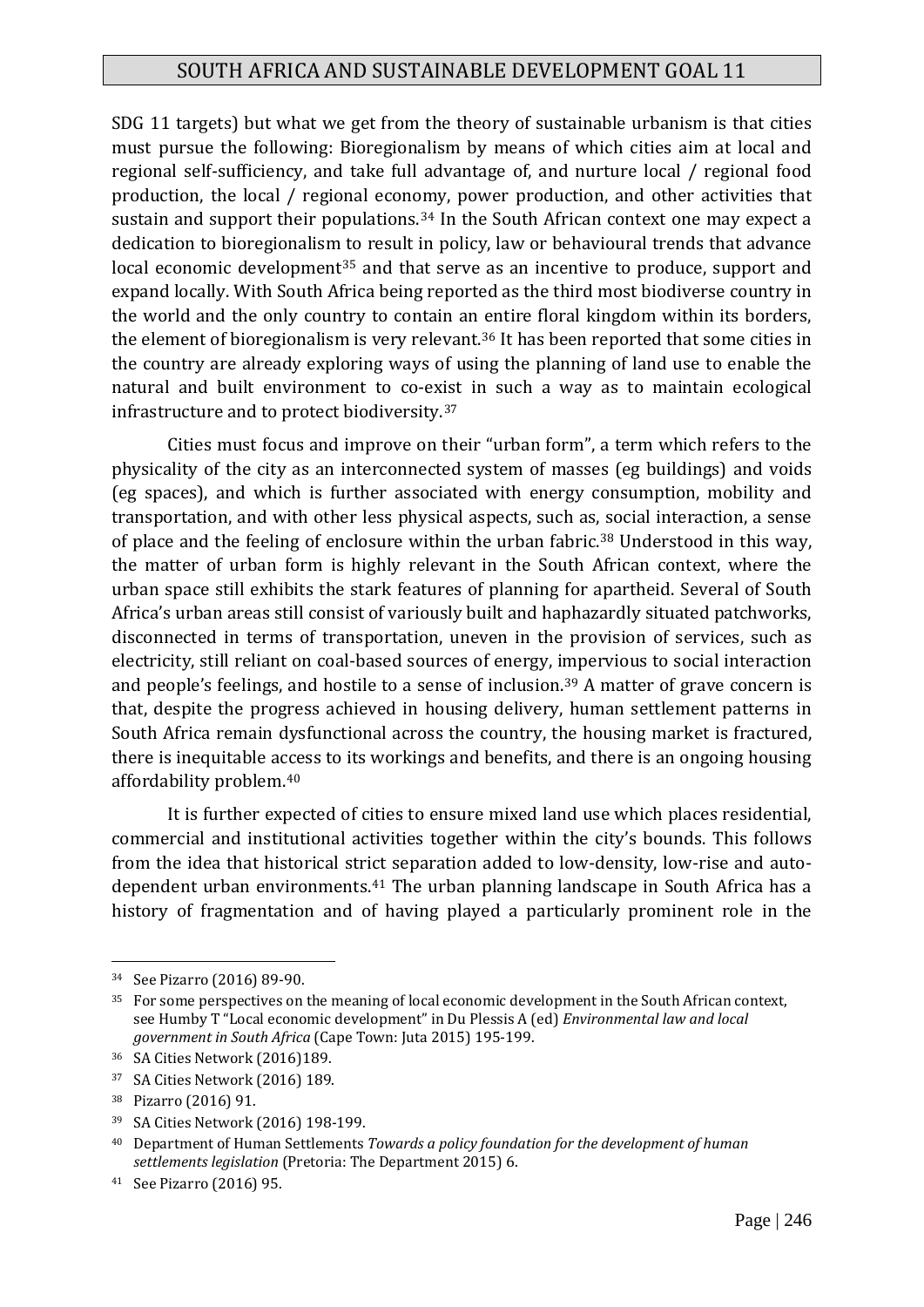SDG 11 targets) but what we get from the theory of sustainable urbanism is that cities must pursue the following: Bioregionalism by means of which cities aim at local and regional self-sufficiency, and take full advantage of, and nurture local / regional food production, the local / regional economy, power production, and other activities that sustain and support their populations.[34] In the South African context one may expect a dedication to bioregionalism to result in policy, law or behavioural trends that advance local economic development[35] and that serve as an incentive to produce, support and expand locally. With South Africa being reported as the third most biodiverse country in the world and the only country to contain an entire floral kingdom within its borders, the element of bioregionalism is very relevant.[36] It has been reported that some cities in the country are already exploring ways of using the planning of land use to enable the natural and built environment to co-exist in such a way as to maintain ecological infrastructure and to protect biodiversity.[37]

Cities must focus and improve on their "urban form", a term which refers to the physicality of the city as an interconnected system of masses (eg buildings) and voids (eg spaces), and which is further associated with energy consumption, mobility and transportation, and with other less physical aspects, such as, social interaction, a sense of place and the feeling of enclosure within the urban fabric.[38] Understood in this way, the matter of urban form is highly relevant in the South African context, where the urban space still exhibits the stark features of planning for apartheid. Several of South Africa's urban areas still consist of variously built and haphazardly situated patchworks, disconnected in terms of transportation, uneven in the provision of services, such as electricity, still reliant on coal-based sources of energy, impervious to social interaction and people's feelings, and hostile to a sense of inclusion.[39] A matter of grave concern is that, despite the progress achieved in housing delivery, human settlement patterns in South Africa remain dysfunctional across the country, the housing market is fractured, there is inequitable access to its workings and benefits, and there is an ongoing housing affordability problem.[40]

It is further expected of cities to ensure mixed land use which places residential, commercial and institutional activities together within the city's bounds. This follows from the idea that historical strict separation added to low-density, low-rise and auto-dependent urban environments.[41] The urban planning landscape in South Africa has a history of fragmentation and of having played a particularly prominent role in the

---

[34] See Pizarro (2016) 89-90.

[35] For some perspectives on the meaning of local economic development in the South African context, see Humby T "Local economic development" in Du Plessis A (ed) *Environmental law and local government in South Africa* (Cape Town: Juta 2015) 195-199.

[36] SA Cities Network (2016)189.

[37] SA Cities Network (2016) 189.

[38] Pizarro (2016) 91.

[39] SA Cities Network (2016) 198-199.

[40] Department of Human Settlements *Towards a policy foundation for the development of human settlements legislation* (Pretoria: The Department 2015) 6.

[41] See Pizarro (2016) 95.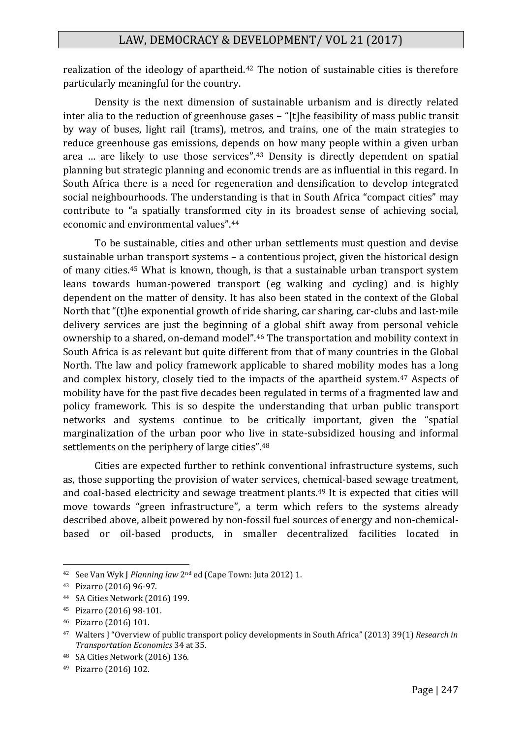realization of the ideology of apartheid.[42] The notion of sustainable cities is therefore particularly meaningful for the country.

Density is the next dimension of sustainable urbanism and is directly related inter alia to the reduction of greenhouse gases – "[t]he feasibility of mass public transit by way of buses, light rail (trams), metros, and trains, one of the main strategies to reduce greenhouse gas emissions, depends on how many people within a given urban area … are likely to use those services".[43] Density is directly dependent on spatial planning but strategic planning and economic trends are as influential in this regard. In South Africa there is a need for regeneration and densification to develop integrated social neighbourhoods. The understanding is that in South Africa "compact cities" may contribute to "a spatially transformed city in its broadest sense of achieving social, economic and environmental values".[44]

To be sustainable, cities and other urban settlements must question and devise sustainable urban transport systems – a contentious project, given the historical design of many cities.[45] What is known, though, is that a sustainable urban transport system leans towards human-powered transport (eg walking and cycling) and is highly dependent on the matter of density. It has also been stated in the context of the Global North that "(t)he exponential growth of ride sharing, car sharing, car-clubs and last-mile delivery services are just the beginning of a global shift away from personal vehicle ownership to a shared, on-demand model".[46] The transportation and mobility context in South Africa is as relevant but quite different from that of many countries in the Global North. The law and policy framework applicable to shared mobility modes has a long and complex history, closely tied to the impacts of the apartheid system.[47] Aspects of mobility have for the past five decades been regulated in terms of a fragmented law and policy framework. This is so despite the understanding that urban public transport networks and systems continue to be critically important, given the "spatial marginalization of the urban poor who live in state-subsidized housing and informal settlements on the periphery of large cities".[48]

Cities are expected further to rethink conventional infrastructure systems, such as, those supporting the provision of water services, chemical-based sewage treatment, and coal-based electricity and sewage treatment plants.[49] It is expected that cities will move towards "green infrastructure", a term which refers to the systems already described above, albeit powered by non-fossil fuel sources of energy and non-chemical-based or oil-based products, in smaller decentralized facilities located in

---

[42] See Van Wyk J *Planning law* 2nd ed (Cape Town: Juta 2012) 1.

[43] Pizarro (2016) 96-97.

[44] SA Cities Network (2016) 199.

[45] Pizarro (2016) 98-101.

[46] Pizarro (2016) 101.

[47] Walters J "Overview of public transport policy developments in South Africa" (2013) 39(1) *Research in Transportation Economics* 34 at 35.

[48] SA Cities Network (2016) 136.

[49] Pizarro (2016) 102.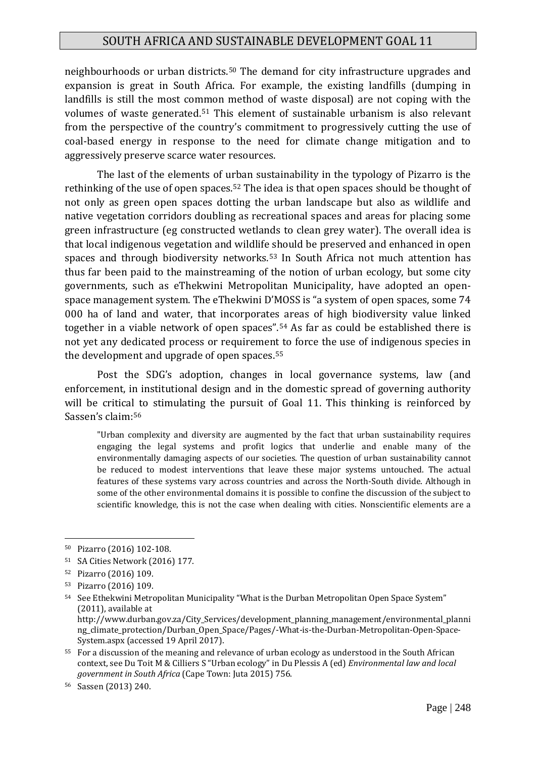neighbourhoods or urban districts.[50] The demand for city infrastructure upgrades and expansion is great in South Africa. For example, the existing landfills (dumping in landfills is still the most common method of waste disposal) are not coping with the volumes of waste generated.[51] This element of sustainable urbanism is also relevant from the perspective of the country's commitment to progressively cutting the use of coal-based energy in response to the need for climate change mitigation and to aggressively preserve scarce water resources.

The last of the elements of urban sustainability in the typology of Pizarro is the rethinking of the use of open spaces.[52] The idea is that open spaces should be thought of not only as green open spaces dotting the urban landscape but also as wildlife and native vegetation corridors doubling as recreational spaces and areas for placing some green infrastructure (eg constructed wetlands to clean grey water). The overall idea is that local indigenous vegetation and wildlife should be preserved and enhanced in open spaces and through biodiversity networks.[53] In South Africa not much attention has thus far been paid to the mainstreaming of the notion of urban ecology, but some city governments, such as eThekwini Metropolitan Municipality, have adopted an open-space management system. The eThekwini D'MOSS is "a system of open spaces, some 74 000 ha of land and water, that incorporates areas of high biodiversity value linked together in a viable network of open spaces".[54] As far as could be established there is not yet any dedicated process or requirement to force the use of indigenous species in the development and upgrade of open spaces.[55]

Post the SDG's adoption, changes in local governance systems, law (and enforcement, in institutional design and in the domestic spread of governing authority will be critical to stimulating the pursuit of Goal 11. This thinking is reinforced by Sassen's claim:[56]

> "Urban complexity and diversity are augmented by the fact that urban sustainability requires engaging the legal systems and profit logics that underlie and enable many of the environmentally damaging aspects of our societies. The question of urban sustainability cannot be reduced to modest interventions that leave these major systems untouched. The actual features of these systems vary across countries and across the North-South divide. Although in some of the other environmental domains it is possible to confine the discussion of the subject to scientific knowledge, this is not the case when dealing with cities. Nonscientific elements are a

---

[50] Pizarro (2016) 102-108.

[51] SA Cities Network (2016) 177.

[52] Pizarro (2016) 109.

[53] Pizarro (2016) 109.

[54] See Ethekwini Metropolitan Municipality "What is the Durban Metropolitan Open Space System" (2011), available at http://www.durban.gov.za/City_Services/development_planning_management/environmental_planning_climate_protection/Durban_Open_Space/Pages/-What-is-the-Durban-Metropolitan-Open-Space-System.aspx (accessed 19 April 2017).

[55] For a discussion of the meaning and relevance of urban ecology as understood in the South African context, see Du Toit M & Cilliers S "Urban ecology" in Du Plessis A (ed) *Environmental law and local government in South Africa* (Cape Town: Juta 2015) 756.

[56] Sassen (2013) 240.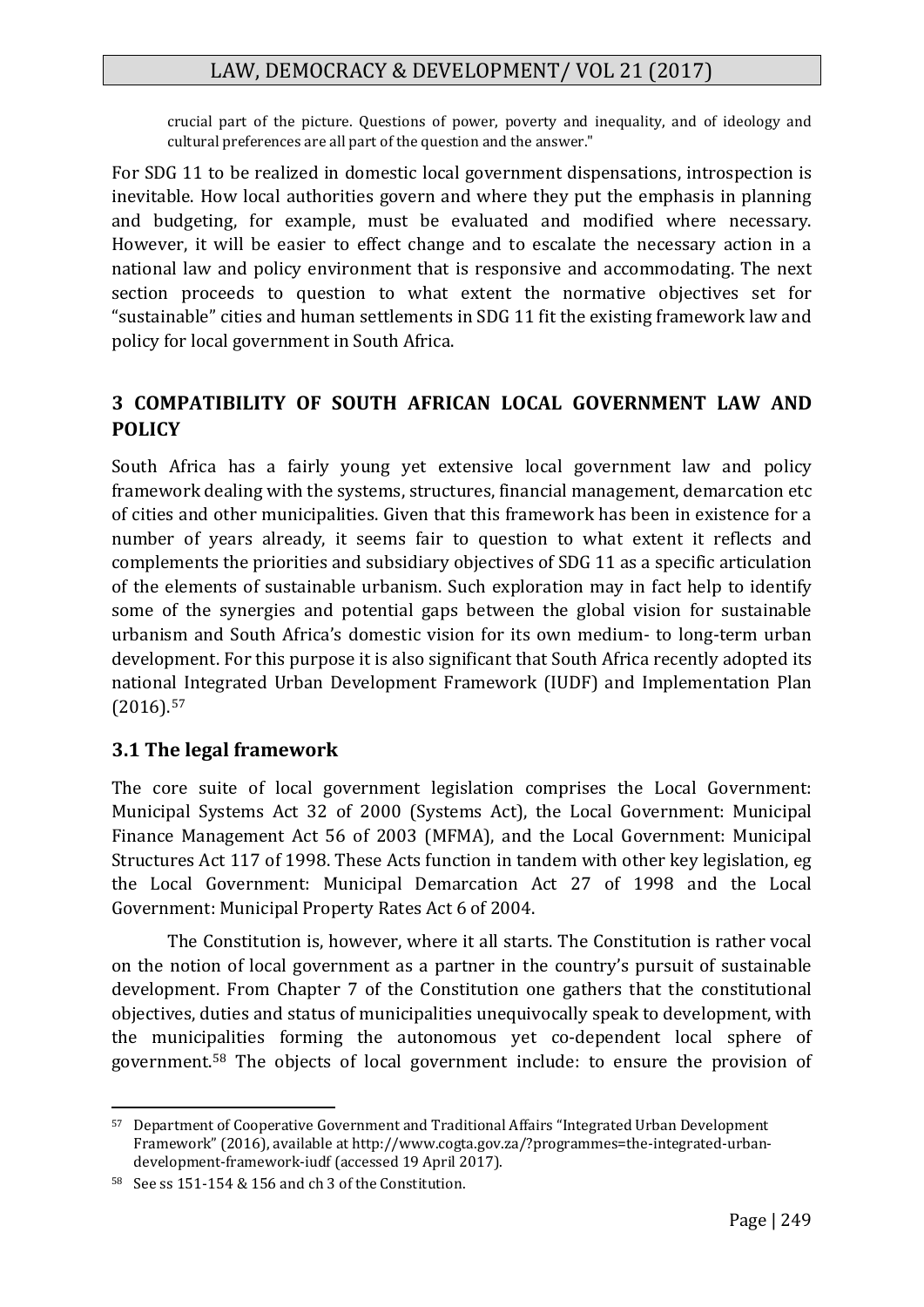> crucial part of the picture. Questions of power, poverty and inequality, and of ideology and cultural preferences are all part of the question and the answer."

For SDG 11 to be realized in domestic local government dispensations, introspection is inevitable. How local authorities govern and where they put the emphasis in planning and budgeting, for example, must be evaluated and modified where necessary. However, it will be easier to effect change and to escalate the necessary action in a national law and policy environment that is responsive and accommodating. The next section proceeds to question to what extent the normative objectives set for "sustainable" cities and human settlements in SDG 11 fit the existing framework law and policy for local government in South Africa.

## 3 COMPATIBILITY OF SOUTH AFRICAN LOCAL GOVERNMENT LAW AND POLICY

South Africa has a fairly young yet extensive local government law and policy framework dealing with the systems, structures, financial management, demarcation etc of cities and other municipalities. Given that this framework has been in existence for a number of years already, it seems fair to question to what extent it reflects and complements the priorities and subsidiary objectives of SDG 11 as a specific articulation of the elements of sustainable urbanism. Such exploration may in fact help to identify some of the synergies and potential gaps between the global vision for sustainable urbanism and South Africa's domestic vision for its own medium- to long-term urban development. For this purpose it is also significant that South Africa recently adopted its national Integrated Urban Development Framework (IUDF) and Implementation Plan (2016).[57]

### 3.1 The legal framework

The core suite of local government legislation comprises the Local Government: Municipal Systems Act 32 of 2000 (Systems Act), the Local Government: Municipal Finance Management Act 56 of 2003 (MFMA), and the Local Government: Municipal Structures Act 117 of 1998. These Acts function in tandem with other key legislation, eg the Local Government: Municipal Demarcation Act 27 of 1998 and the Local Government: Municipal Property Rates Act 6 of 2004.

The Constitution is, however, where it all starts. The Constitution is rather vocal on the notion of local government as a partner in the country's pursuit of sustainable development. From Chapter 7 of the Constitution one gathers that the constitutional objectives, duties and status of municipalities unequivocally speak to development, with the municipalities forming the autonomous yet co-dependent local sphere of government.[58] The objects of local government include: to ensure the provision of

---

[57] Department of Cooperative Government and Traditional Affairs "Integrated Urban Development Framework" (2016), available at http://www.cogta.gov.za/?programmes=the-integrated-urban-development-framework-iudf (accessed 19 April 2017).

[58] See ss 151-154 & 156 and ch 3 of the Constitution.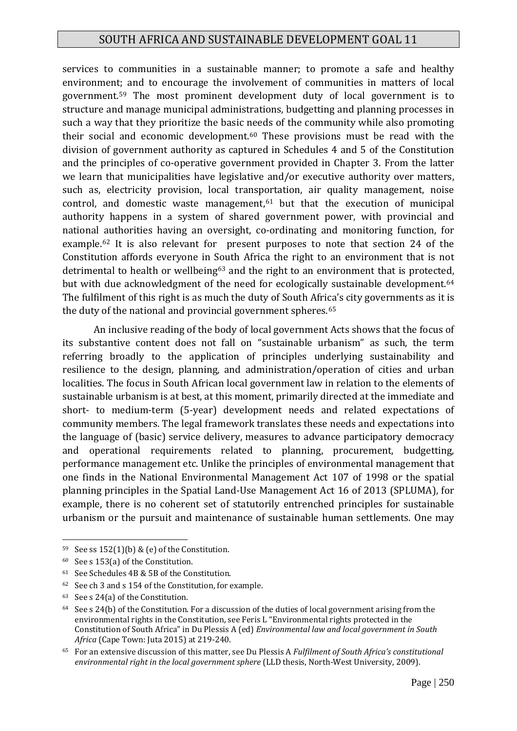services to communities in a sustainable manner; to promote a safe and healthy environment; and to encourage the involvement of communities in matters of local government.[59] The most prominent development duty of local government is to structure and manage municipal administrations, budgetting and planning processes in such a way that they prioritize the basic needs of the community while also promoting their social and economic development.[60] These provisions must be read with the division of government authority as captured in Schedules 4 and 5 of the Constitution and the principles of co-operative government provided in Chapter 3. From the latter we learn that municipalities have legislative and/or executive authority over matters, such as, electricity provision, local transportation, air quality management, noise control, and domestic waste management,[61] but that the execution of municipal authority happens in a system of shared government power, with provincial and national authorities having an oversight, co-ordinating and monitoring function, for example.[62] It is also relevant for present purposes to note that section 24 of the Constitution affords everyone in South Africa the right to an environment that is not detrimental to health or wellbeing[63] and the right to an environment that is protected, but with due acknowledgment of the need for ecologically sustainable development.[64] The fulfilment of this right is as much the duty of South Africa's city governments as it is the duty of the national and provincial government spheres.[65]

An inclusive reading of the body of local government Acts shows that the focus of its substantive content does not fall on "sustainable urbanism" as such, the term referring broadly to the application of principles underlying sustainability and resilience to the design, planning, and administration/operation of cities and urban localities. The focus in South African local government law in relation to the elements of sustainable urbanism is at best, at this moment, primarily directed at the immediate and short- to medium-term (5-year) development needs and related expectations of community members. The legal framework translates these needs and expectations into the language of (basic) service delivery, measures to advance participatory democracy and operational requirements related to planning, procurement, budgetting, performance management etc. Unlike the principles of environmental management that one finds in the National Environmental Management Act 107 of 1998 or the spatial planning principles in the Spatial Land-Use Management Act 16 of 2013 (SPLUMA), for example, there is no coherent set of statutorily entrenched principles for sustainable urbanism or the pursuit and maintenance of sustainable human settlements. One may

---

[59] See ss 152(1)(b) & (e) of the Constitution.

[60] See s 153(a) of the Constitution.

[61] See Schedules 4B & 5B of the Constitution.

[62] See ch 3 and s 154 of the Constitution, for example.

[63] See s 24(a) of the Constitution.

[64] See s 24(b) of the Constitution. For a discussion of the duties of local government arising from the environmental rights in the Constitution, see Feris L "Environmental rights protected in the Constitution of South Africa" in Du Plessis A (ed) *Environmental law and local government in South Africa* (Cape Town: Juta 2015) at 219-240.

[65] For an extensive discussion of this matter, see Du Plessis A *Fulfilment of South Africa's constitutional environmental right in the local government sphere* (LLD thesis, North-West University, 2009).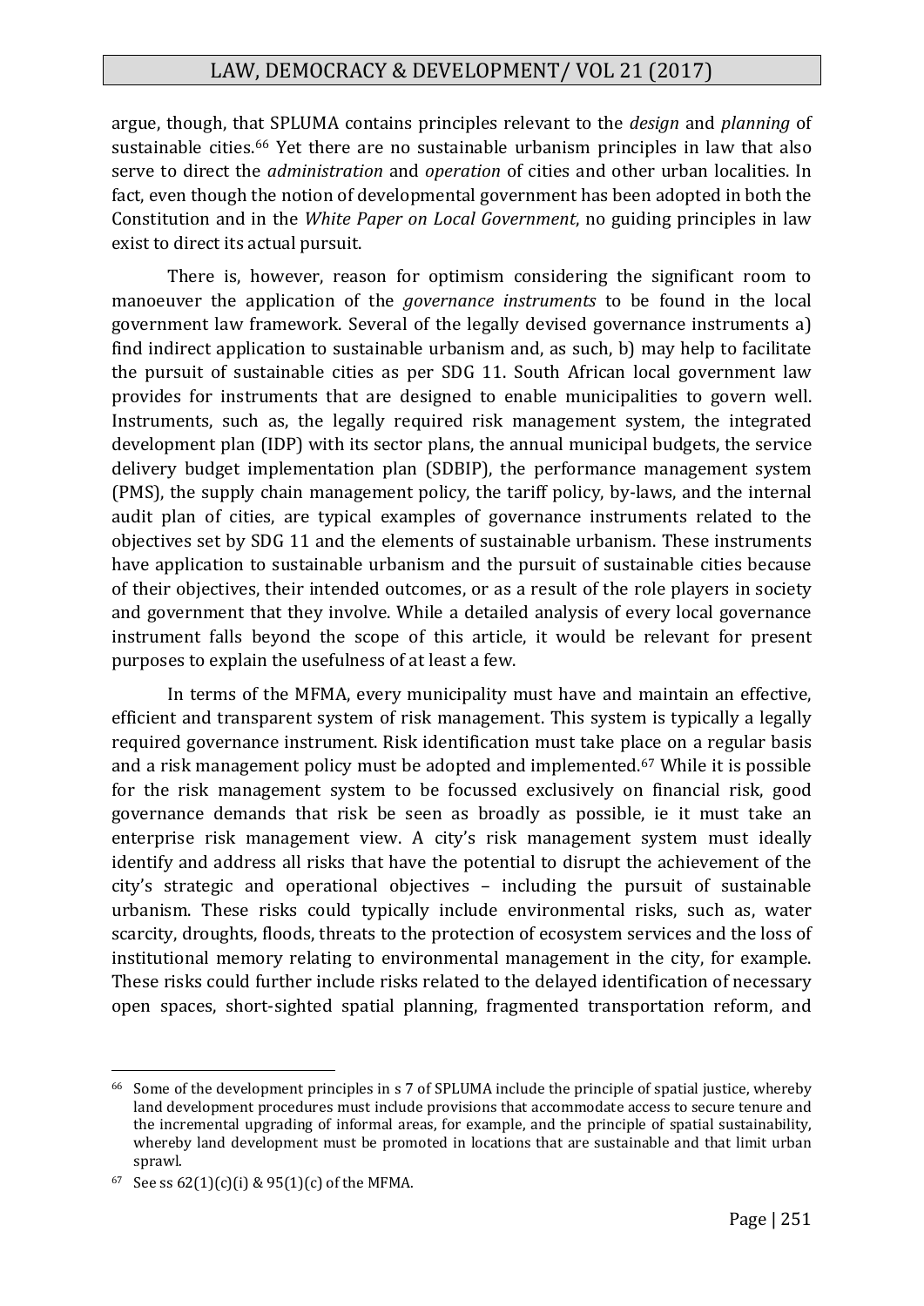argue, though, that SPLUMA contains principles relevant to the *design* and *planning* of sustainable cities.[66] Yet there are no sustainable urbanism principles in law that also serve to direct the *administration* and *operation* of cities and other urban localities. In fact, even though the notion of developmental government has been adopted in both the Constitution and in the *White Paper on Local Government*, no guiding principles in law exist to direct its actual pursuit.

There is, however, reason for optimism considering the significant room to manoeuver the application of the *governance instruments* to be found in the local government law framework. Several of the legally devised governance instruments a) find indirect application to sustainable urbanism and, as such, b) may help to facilitate the pursuit of sustainable cities as per SDG 11. South African local government law provides for instruments that are designed to enable municipalities to govern well. Instruments, such as, the legally required risk management system, the integrated development plan (IDP) with its sector plans, the annual municipal budgets, the service delivery budget implementation plan (SDBIP), the performance management system (PMS), the supply chain management policy, the tariff policy, by-laws, and the internal audit plan of cities, are typical examples of governance instruments related to the objectives set by SDG 11 and the elements of sustainable urbanism. These instruments have application to sustainable urbanism and the pursuit of sustainable cities because of their objectives, their intended outcomes, or as a result of the role players in society and government that they involve. While a detailed analysis of every local governance instrument falls beyond the scope of this article, it would be relevant for present purposes to explain the usefulness of at least a few.

In terms of the MFMA, every municipality must have and maintain an effective, efficient and transparent system of risk management. This system is typically a legally required governance instrument. Risk identification must take place on a regular basis and a risk management policy must be adopted and implemented.[67] While it is possible for the risk management system to be focussed exclusively on financial risk, good governance demands that risk be seen as broadly as possible, ie it must take an enterprise risk management view. A city's risk management system must ideally identify and address all risks that have the potential to disrupt the achievement of the city's strategic and operational objectives – including the pursuit of sustainable urbanism. These risks could typically include environmental risks, such as, water scarcity, droughts, floods, threats to the protection of ecosystem services and the loss of institutional memory relating to environmental management in the city, for example. These risks could further include risks related to the delayed identification of necessary open spaces, short-sighted spatial planning, fragmented transportation reform, and

---

[66] Some of the development principles in s 7 of SPLUMA include the principle of spatial justice, whereby land development procedures must include provisions that accommodate access to secure tenure and the incremental upgrading of informal areas, for example, and the principle of spatial sustainability, whereby land development must be promoted in locations that are sustainable and that limit urban sprawl.

[67] See ss 62(1)(c)(i) & 95(1)(c) of the MFMA.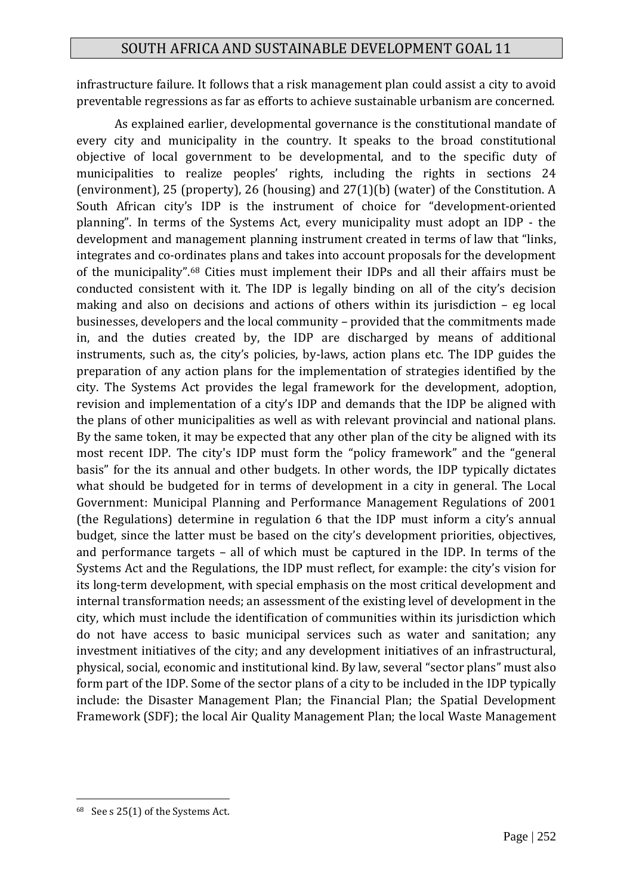infrastructure failure. It follows that a risk management plan could assist a city to avoid preventable regressions as far as efforts to achieve sustainable urbanism are concerned.

As explained earlier, developmental governance is the constitutional mandate of every city and municipality in the country. It speaks to the broad constitutional objective of local government to be developmental, and to the specific duty of municipalities to realize peoples' rights, including the rights in sections 24 (environment), 25 (property), 26 (housing) and 27(1)(b) (water) of the Constitution. A South African city's IDP is the instrument of choice for "development-oriented planning". In terms of the Systems Act, every municipality must adopt an IDP - the development and management planning instrument created in terms of law that "links, integrates and co-ordinates plans and takes into account proposals for the development of the municipality".[68] Cities must implement their IDPs and all their affairs must be conducted consistent with it. The IDP is legally binding on all of the city's decision making and also on decisions and actions of others within its jurisdiction – eg local businesses, developers and the local community – provided that the commitments made in, and the duties created by, the IDP are discharged by means of additional instruments, such as, the city's policies, by-laws, action plans etc. The IDP guides the preparation of any action plans for the implementation of strategies identified by the city. The Systems Act provides the legal framework for the development, adoption, revision and implementation of a city's IDP and demands that the IDP be aligned with the plans of other municipalities as well as with relevant provincial and national plans. By the same token, it may be expected that any other plan of the city be aligned with its most recent IDP. The city's IDP must form the "policy framework" and the "general basis" for the its annual and other budgets. In other words, the IDP typically dictates what should be budgeted for in terms of development in a city in general. The Local Government: Municipal Planning and Performance Management Regulations of 2001 (the Regulations) determine in regulation 6 that the IDP must inform a city's annual budget, since the latter must be based on the city's development priorities, objectives, and performance targets – all of which must be captured in the IDP. In terms of the Systems Act and the Regulations, the IDP must reflect, for example: the city's vision for its long-term development, with special emphasis on the most critical development and internal transformation needs; an assessment of the existing level of development in the city, which must include the identification of communities within its jurisdiction which do not have access to basic municipal services such as water and sanitation; any investment initiatives of the city; and any development initiatives of an infrastructural, physical, social, economic and institutional kind. By law, several "sector plans" must also form part of the IDP. Some of the sector plans of a city to be included in the IDP typically include: the Disaster Management Plan; the Financial Plan; the Spatial Development Framework (SDF); the local Air Quality Management Plan; the local Waste Management

[68] See s 25(1) of the Systems Act.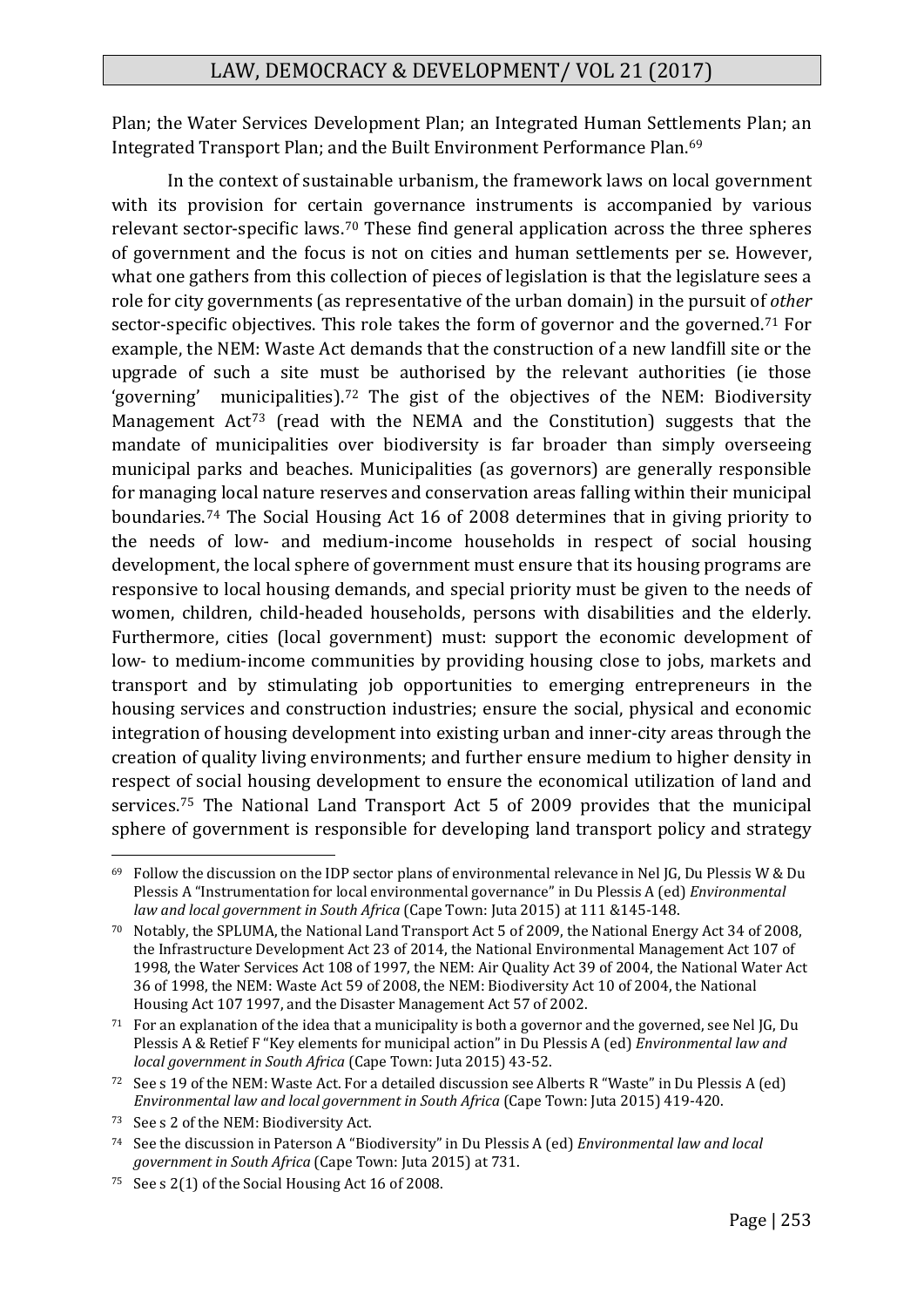Plan; the Water Services Development Plan; an Integrated Human Settlements Plan; an Integrated Transport Plan; and the Built Environment Performance Plan.[69]

In the context of sustainable urbanism, the framework laws on local government with its provision for certain governance instruments is accompanied by various relevant sector-specific laws.[70] These find general application across the three spheres of government and the focus is not on cities and human settlements per se. However, what one gathers from this collection of pieces of legislation is that the legislature sees a role for city governments (as representative of the urban domain) in the pursuit of *other* sector-specific objectives. This role takes the form of governor and the governed.[71] For example, the NEM: Waste Act demands that the construction of a new landfill site or the upgrade of such a site must be authorised by the relevant authorities (ie those 'governing' municipalities).[72] The gist of the objectives of the NEM: Biodiversity Management Act[73] (read with the NEMA and the Constitution) suggests that the mandate of municipalities over biodiversity is far broader than simply overseeing municipal parks and beaches. Municipalities (as governors) are generally responsible for managing local nature reserves and conservation areas falling within their municipal boundaries.[74] The Social Housing Act 16 of 2008 determines that in giving priority to the needs of low- and medium-income households in respect of social housing development, the local sphere of government must ensure that its housing programs are responsive to local housing demands, and special priority must be given to the needs of women, children, child-headed households, persons with disabilities and the elderly. Furthermore, cities (local government) must: support the economic development of low- to medium-income communities by providing housing close to jobs, markets and transport and by stimulating job opportunities to emerging entrepreneurs in the housing services and construction industries; ensure the social, physical and economic integration of housing development into existing urban and inner-city areas through the creation of quality living environments; and further ensure medium to higher density in respect of social housing development to ensure the economical utilization of land and services.[75] The National Land Transport Act 5 of 2009 provides that the municipal sphere of government is responsible for developing land transport policy and strategy

---

[69] Follow the discussion on the IDP sector plans of environmental relevance in Nel JG, Du Plessis W & Du Plessis A "Instrumentation for local environmental governance" in Du Plessis A (ed) *Environmental law and local government in South Africa* (Cape Town: Juta 2015) at 111 &145-148.

[70] Notably, the SPLUMA, the National Land Transport Act 5 of 2009, the National Energy Act 34 of 2008, the Infrastructure Development Act 23 of 2014, the National Environmental Management Act 107 of 1998, the Water Services Act 108 of 1997, the NEM: Air Quality Act 39 of 2004, the National Water Act 36 of 1998, the NEM: Waste Act 59 of 2008, the NEM: Biodiversity Act 10 of 2004, the National Housing Act 107 1997, and the Disaster Management Act 57 of 2002.

[71] For an explanation of the idea that a municipality is both a governor and the governed, see Nel JG, Du Plessis A & Retief F "Key elements for municipal action" in Du Plessis A (ed) *Environmental law and local government in South Africa* (Cape Town: Juta 2015) 43-52.

[72] See s 19 of the NEM: Waste Act. For a detailed discussion see Alberts R "Waste" in Du Plessis A (ed) *Environmental law and local government in South Africa* (Cape Town: Juta 2015) 419-420.

[73] See s 2 of the NEM: Biodiversity Act.

[74] See the discussion in Paterson A "Biodiversity" in Du Plessis A (ed) *Environmental law and local government in South Africa* (Cape Town: Juta 2015) at 731.

[75] See s 2(1) of the Social Housing Act 16 of 2008.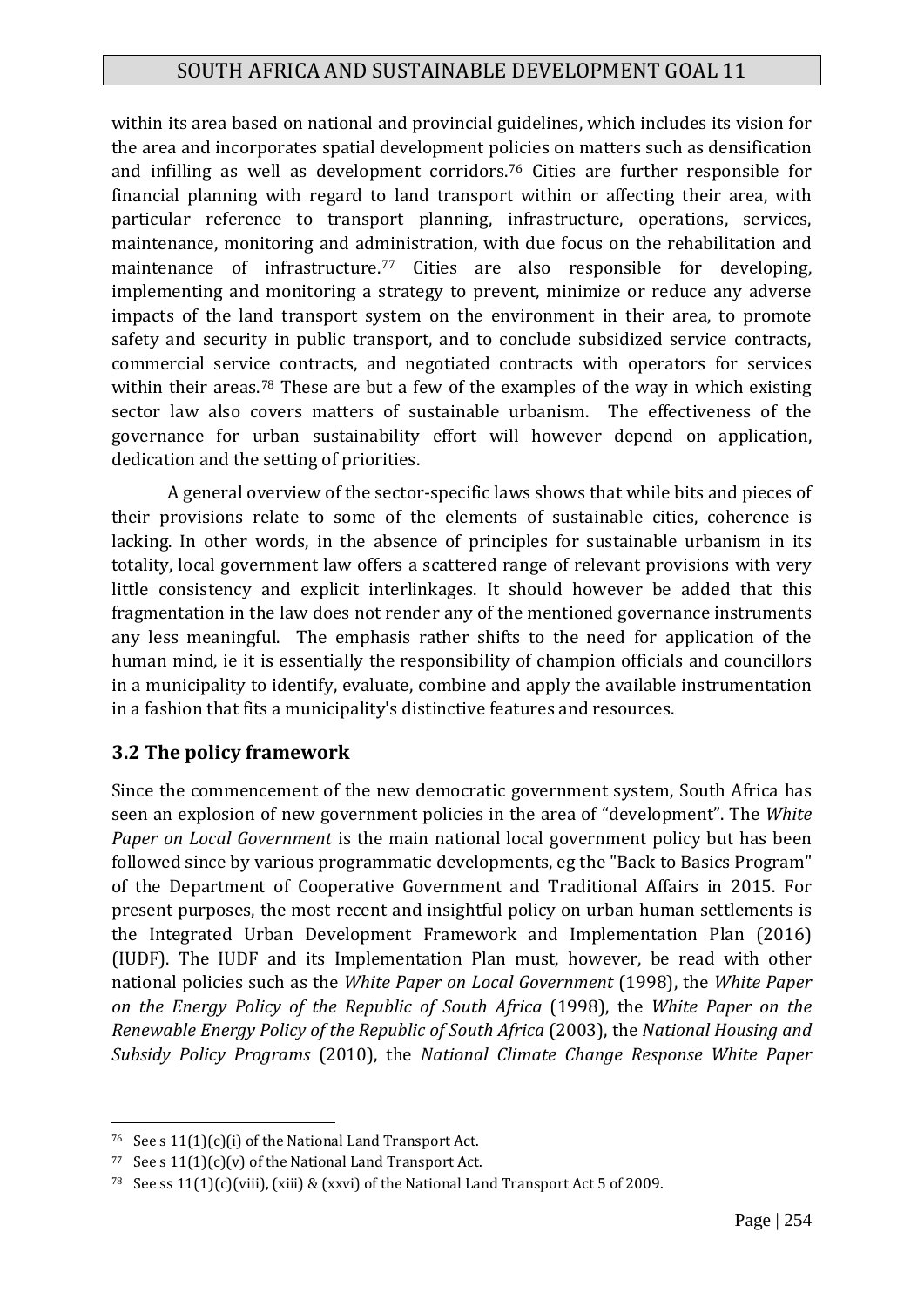within its area based on national and provincial guidelines, which includes its vision for the area and incorporates spatial development policies on matters such as densification and infilling as well as development corridors.[76] Cities are further responsible for financial planning with regard to land transport within or affecting their area, with particular reference to transport planning, infrastructure, operations, services, maintenance, monitoring and administration, with due focus on the rehabilitation and maintenance of infrastructure.[77] Cities are also responsible for developing, implementing and monitoring a strategy to prevent, minimize or reduce any adverse impacts of the land transport system on the environment in their area, to promote safety and security in public transport, and to conclude subsidized service contracts, commercial service contracts, and negotiated contracts with operators for services within their areas.[78] These are but a few of the examples of the way in which existing sector law also covers matters of sustainable urbanism. The effectiveness of the governance for urban sustainability effort will however depend on application, dedication and the setting of priorities.

A general overview of the sector-specific laws shows that while bits and pieces of their provisions relate to some of the elements of sustainable cities, coherence is lacking. In other words, in the absence of principles for sustainable urbanism in its totality, local government law offers a scattered range of relevant provisions with very little consistency and explicit interlinkages. It should however be added that this fragmentation in the law does not render any of the mentioned governance instruments any less meaningful. The emphasis rather shifts to the need for application of the human mind, ie it is essentially the responsibility of champion officials and councillors in a municipality to identify, evaluate, combine and apply the available instrumentation in a fashion that fits a municipality's distinctive features and resources.

### 3.2 The policy framework

Since the commencement of the new democratic government system, South Africa has seen an explosion of new government policies in the area of "development". The *White Paper on Local Government* is the main national local government policy but has been followed since by various programmatic developments, eg the "Back to Basics Program" of the Department of Cooperative Government and Traditional Affairs in 2015. For present purposes, the most recent and insightful policy on urban human settlements is the Integrated Urban Development Framework and Implementation Plan (2016) (IUDF). The IUDF and its Implementation Plan must, however, be read with other national policies such as the *White Paper on Local Government* (1998), the *White Paper on the Energy Policy of the Republic of South Africa* (1998), the *White Paper on the Renewable Energy Policy of the Republic of South Africa* (2003), the *National Housing and Subsidy Policy Programs* (2010), the *National Climate Change Response White Paper*

---

[76] See s 11(1)(c)(i) of the National Land Transport Act.

[77] See s 11(1)(c)(v) of the National Land Transport Act.

[78] See ss 11(1)(c)(viii), (xiii) & (xxvi) of the National Land Transport Act 5 of 2009.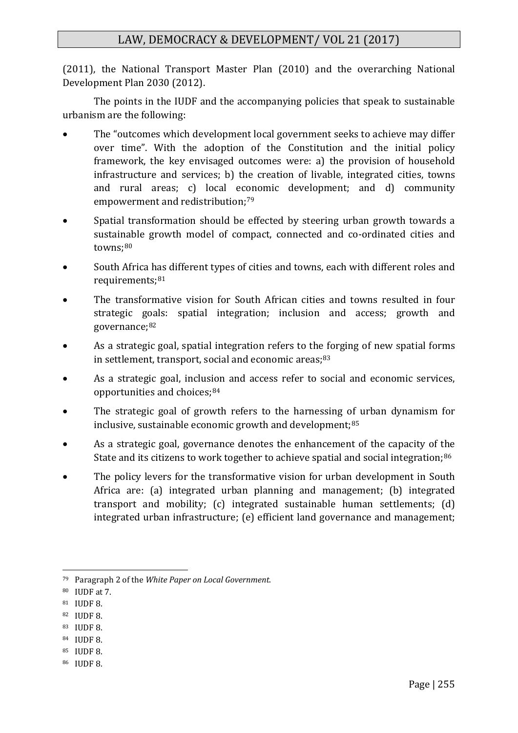(2011), the National Transport Master Plan (2010) and the overarching National Development Plan 2030 (2012).

The points in the IUDF and the accompanying policies that speak to sustainable urbanism are the following:

- The "outcomes which development local government seeks to achieve may differ over time". With the adoption of the Constitution and the initial policy framework, the key envisaged outcomes were: a) the provision of household infrastructure and services; b) the creation of livable, integrated cities, towns and rural areas; c) local economic development; and d) community empowerment and redistribution;[79]
- Spatial transformation should be effected by steering urban growth towards a sustainable growth model of compact, connected and co-ordinated cities and towns;[80]
- South Africa has different types of cities and towns, each with different roles and requirements;[81]
- The transformative vision for South African cities and towns resulted in four strategic goals: spatial integration; inclusion and access; growth and governance;[82]
- As a strategic goal, spatial integration refers to the forging of new spatial forms in settlement, transport, social and economic areas;[83]
- As a strategic goal, inclusion and access refer to social and economic services, opportunities and choices;[84]
- The strategic goal of growth refers to the harnessing of urban dynamism for inclusive, sustainable economic growth and development;[85]
- As a strategic goal, governance denotes the enhancement of the capacity of the State and its citizens to work together to achieve spatial and social integration;[86]
- The policy levers for the transformative vision for urban development in South Africa are: (a) integrated urban planning and management; (b) integrated transport and mobility; (c) integrated sustainable human settlements; (d) integrated urban infrastructure; (e) efficient land governance and management;

---

[79] Paragraph 2 of the *White Paper on Local Government*.

[80] IUDF at 7.

[81] IUDF 8.

[82] IUDF 8.

[83] IUDF 8.

[84] IUDF 8.

[85] IUDF 8.

[86] IUDF 8.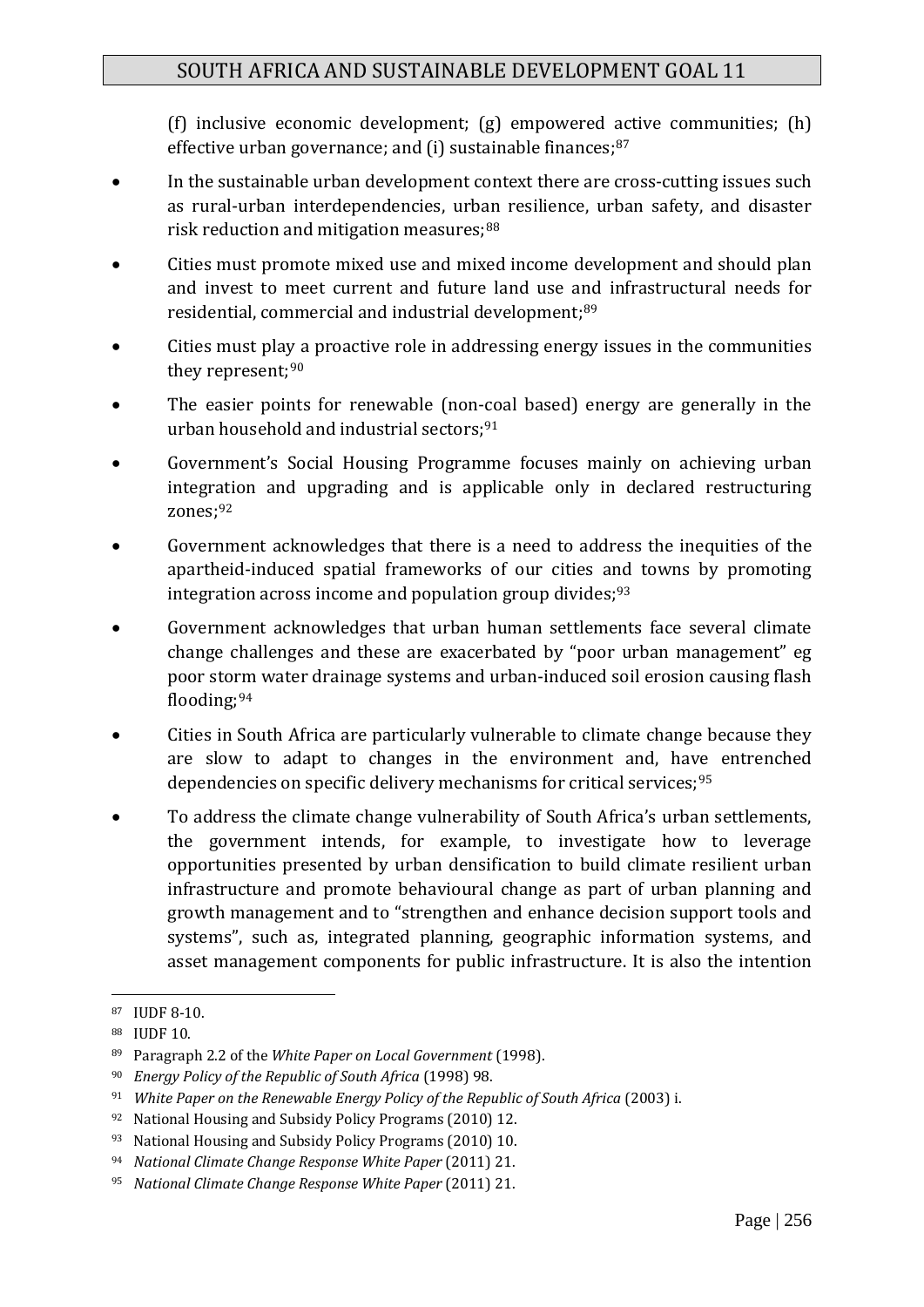(f) inclusive economic development; (g) empowered active communities; (h) effective urban governance; and (i) sustainable finances;[87]

- In the sustainable urban development context there are cross-cutting issues such as rural-urban interdependencies, urban resilience, urban safety, and disaster risk reduction and mitigation measures;[88]
- Cities must promote mixed use and mixed income development and should plan and invest to meet current and future land use and infrastructural needs for residential, commercial and industrial development;[89]
- Cities must play a proactive role in addressing energy issues in the communities they represent;[90]
- The easier points for renewable (non-coal based) energy are generally in the urban household and industrial sectors;[91]
- Government's Social Housing Programme focuses mainly on achieving urban integration and upgrading and is applicable only in declared restructuring zones;[92]
- Government acknowledges that there is a need to address the inequities of the apartheid-induced spatial frameworks of our cities and towns by promoting integration across income and population group divides;[93]
- Government acknowledges that urban human settlements face several climate change challenges and these are exacerbated by "poor urban management" eg poor storm water drainage systems and urban-induced soil erosion causing flash flooding;[94]
- Cities in South Africa are particularly vulnerable to climate change because they are slow to adapt to changes in the environment and, have entrenched dependencies on specific delivery mechanisms for critical services;[95]
- To address the climate change vulnerability of South Africa's urban settlements, the government intends, for example, to investigate how to leverage opportunities presented by urban densification to build climate resilient urban infrastructure and promote behavioural change as part of urban planning and growth management and to "strengthen and enhance decision support tools and systems", such as, integrated planning, geographic information systems, and asset management components for public infrastructure. It is also the intention

---

[87] IUDF 8-10.

[88] IUDF 10.

[89] Paragraph 2.2 of the *White Paper on Local Government* (1998).

[90] *Energy Policy of the Republic of South Africa* (1998) 98.

[91] *White Paper on the Renewable Energy Policy of the Republic of South Africa* (2003) i.

[92] National Housing and Subsidy Policy Programs (2010) 12.

[93] National Housing and Subsidy Policy Programs (2010) 10.

[94] *National Climate Change Response White Paper* (2011) 21.

[95] *National Climate Change Response White Paper* (2011) 21.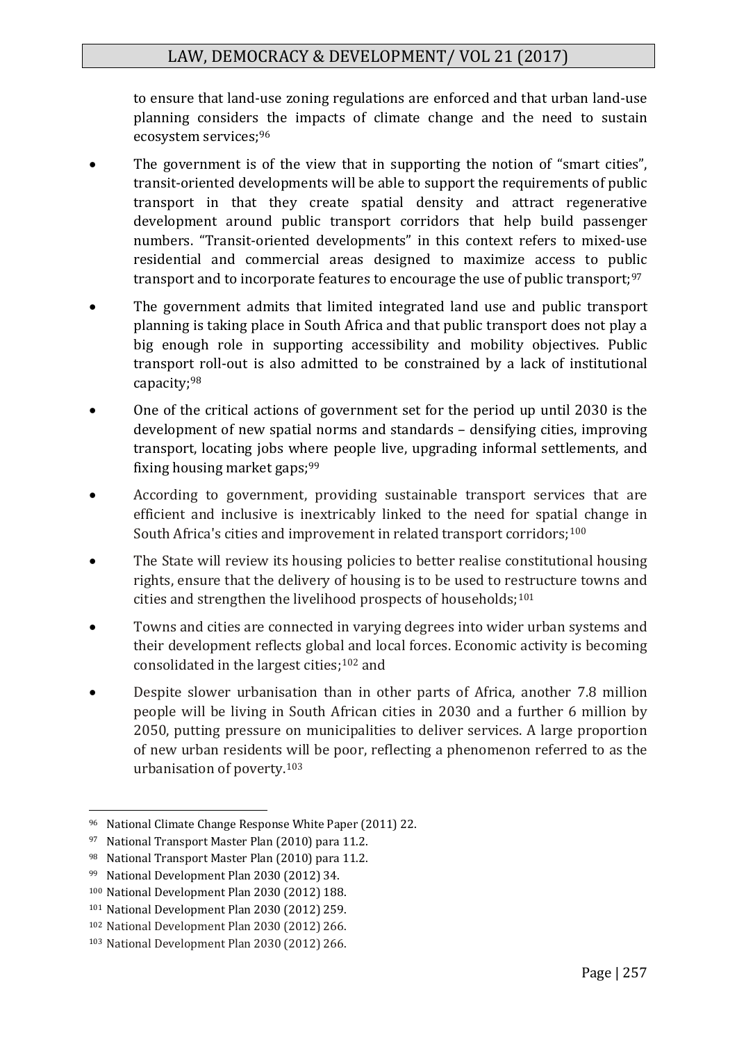to ensure that land-use zoning regulations are enforced and that urban land-use planning considers the impacts of climate change and the need to sustain ecosystem services;[96]

- The government is of the view that in supporting the notion of "smart cities", transit-oriented developments will be able to support the requirements of public transport in that they create spatial density and attract regenerative development around public transport corridors that help build passenger numbers. "Transit-oriented developments" in this context refers to mixed-use residential and commercial areas designed to maximize access to public transport and to incorporate features to encourage the use of public transport;[97]
- The government admits that limited integrated land use and public transport planning is taking place in South Africa and that public transport does not play a big enough role in supporting accessibility and mobility objectives. Public transport roll-out is also admitted to be constrained by a lack of institutional capacity;[98]
- One of the critical actions of government set for the period up until 2030 is the development of new spatial norms and standards – densifying cities, improving transport, locating jobs where people live, upgrading informal settlements, and fixing housing market gaps;[99]
- According to government, providing sustainable transport services that are efficient and inclusive is inextricably linked to the need for spatial change in South Africa's cities and improvement in related transport corridors;[100]
- The State will review its housing policies to better realise constitutional housing rights, ensure that the delivery of housing is to be used to restructure towns and cities and strengthen the livelihood prospects of households;[101]
- Towns and cities are connected in varying degrees into wider urban systems and their development reflects global and local forces. Economic activity is becoming consolidated in the largest cities;[102] and
- Despite slower urbanisation than in other parts of Africa, another 7.8 million people will be living in South African cities in 2030 and a further 6 million by 2050, putting pressure on municipalities to deliver services. A large proportion of new urban residents will be poor, reflecting a phenomenon referred to as the urbanisation of poverty.[103]

---

[96] National Climate Change Response White Paper (2011) 22.

[97] National Transport Master Plan (2010) para 11.2.

[98] National Transport Master Plan (2010) para 11.2.

[99] National Development Plan 2030 (2012) 34.

[100] National Development Plan 2030 (2012) 188.

[101] National Development Plan 2030 (2012) 259.

[102] National Development Plan 2030 (2012) 266.

[103] National Development Plan 2030 (2012) 266.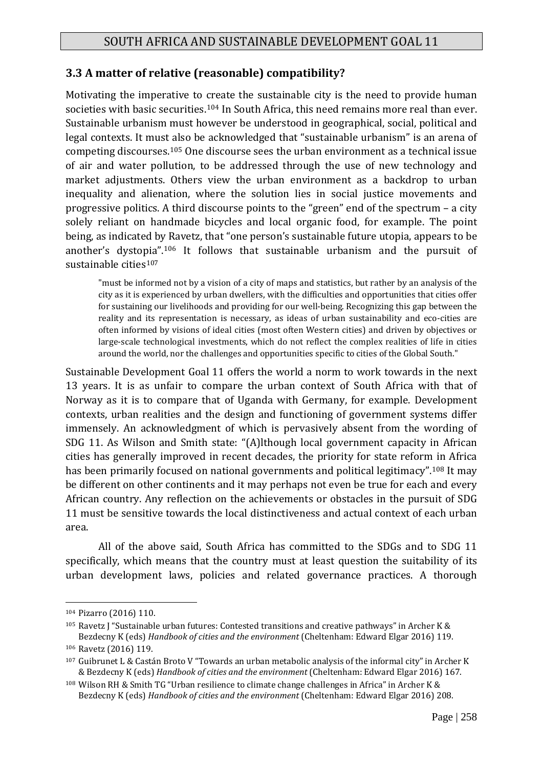### 3.3 A matter of relative (reasonable) compatibility?

Motivating the imperative to create the sustainable city is the need to provide human societies with basic securities.[104] In South Africa, this need remains more real than ever. Sustainable urbanism must however be understood in geographical, social, political and legal contexts. It must also be acknowledged that "sustainable urbanism" is an arena of competing discourses.[105] One discourse sees the urban environment as a technical issue of air and water pollution, to be addressed through the use of new technology and market adjustments. Others view the urban environment as a backdrop to urban inequality and alienation, where the solution lies in social justice movements and progressive politics. A third discourse points to the "green" end of the spectrum – a city solely reliant on handmade bicycles and local organic food, for example. The point being, as indicated by Ravetz, that "one person's sustainable future utopia, appears to be another's dystopia".[106] It follows that sustainable urbanism and the pursuit of sustainable cities[107]

> "must be informed not by a vision of a city of maps and statistics, but rather by an analysis of the city as it is experienced by urban dwellers, with the difficulties and opportunities that cities offer for sustaining our livelihoods and providing for our well-being. Recognizing this gap between the reality and its representation is necessary, as ideas of urban sustainability and eco-cities are often informed by visions of ideal cities (most often Western cities) and driven by objectives or large-scale technological investments, which do not reflect the complex realities of life in cities around the world, nor the challenges and opportunities specific to cities of the Global South."

Sustainable Development Goal 11 offers the world a norm to work towards in the next 13 years. It is as unfair to compare the urban context of South Africa with that of Norway as it is to compare that of Uganda with Germany, for example. Development contexts, urban realities and the design and functioning of government systems differ immensely. An acknowledgment of which is pervasively absent from the wording of SDG 11. As Wilson and Smith state: "(A)lthough local government capacity in African cities has generally improved in recent decades, the priority for state reform in Africa has been primarily focused on national governments and political legitimacy".[108] It may be different on other continents and it may perhaps not even be true for each and every African country. Any reflection on the achievements or obstacles in the pursuit of SDG 11 must be sensitive towards the local distinctiveness and actual context of each urban area.

All of the above said, South Africa has committed to the SDGs and to SDG 11 specifically, which means that the country must at least question the suitability of its urban development laws, policies and related governance practices. A thorough

---

[104] Pizarro (2016) 110.

[105] Ravetz J "Sustainable urban futures: Contested transitions and creative pathways" in Archer K & Bezdecny K (eds) *Handbook of cities and the environment* (Cheltenham: Edward Elgar 2016) 119.

[106] Ravetz (2016) 119.

[107] Guibrunet L & Castán Broto V "Towards an urban metabolic analysis of the informal city" in Archer K & Bezdecny K (eds) *Handbook of cities and the environment* (Cheltenham: Edward Elgar 2016) 167.

[108] Wilson RH & Smith TG "Urban resilience to climate change challenges in Africa" in Archer K & Bezdecny K (eds) *Handbook of cities and the environment* (Cheltenham: Edward Elgar 2016) 208.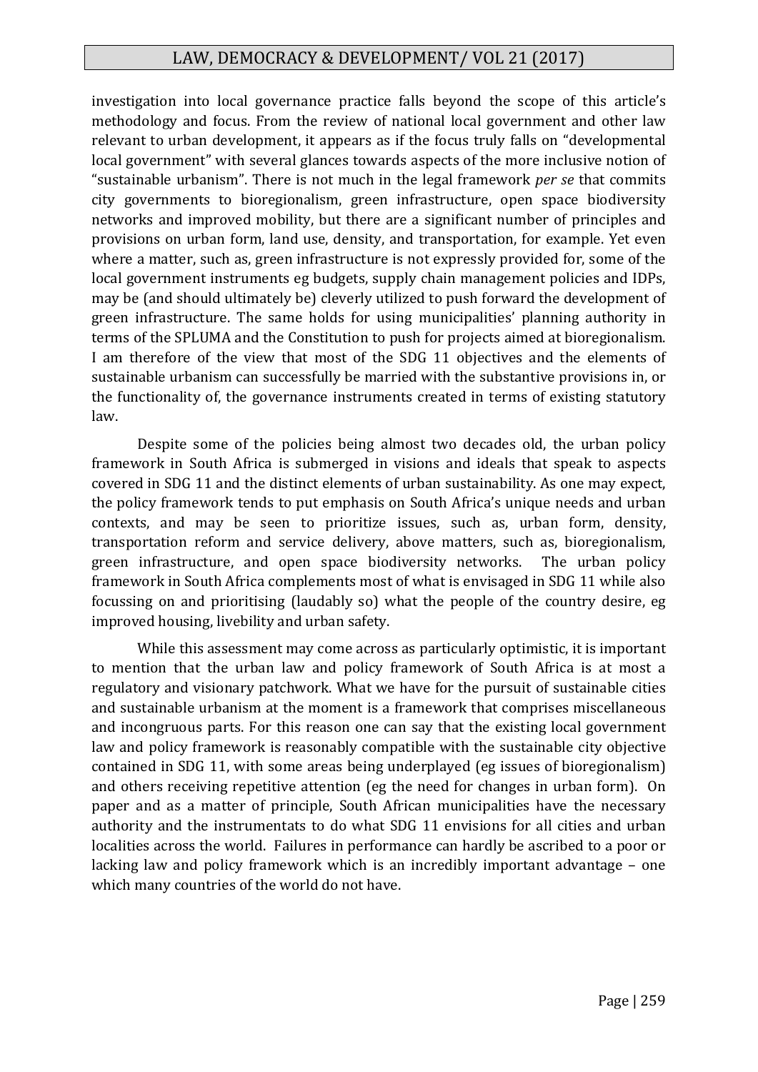investigation into local governance practice falls beyond the scope of this article's methodology and focus. From the review of national local government and other law relevant to urban development, it appears as if the focus truly falls on "developmental local government" with several glances towards aspects of the more inclusive notion of "sustainable urbanism". There is not much in the legal framework *per se* that commits city governments to bioregionalism, green infrastructure, open space biodiversity networks and improved mobility, but there are a significant number of principles and provisions on urban form, land use, density, and transportation, for example. Yet even where a matter, such as, green infrastructure is not expressly provided for, some of the local government instruments eg budgets, supply chain management policies and IDPs, may be (and should ultimately be) cleverly utilized to push forward the development of green infrastructure. The same holds for using municipalities' planning authority in terms of the SPLUMA and the Constitution to push for projects aimed at bioregionalism. I am therefore of the view that most of the SDG 11 objectives and the elements of sustainable urbanism can successfully be married with the substantive provisions in, or the functionality of, the governance instruments created in terms of existing statutory law.

Despite some of the policies being almost two decades old, the urban policy framework in South Africa is submerged in visions and ideals that speak to aspects covered in SDG 11 and the distinct elements of urban sustainability. As one may expect, the policy framework tends to put emphasis on South Africa's unique needs and urban contexts, and may be seen to prioritize issues, such as, urban form, density, transportation reform and service delivery, above matters, such as, bioregionalism, green infrastructure, and open space biodiversity networks. The urban policy framework in South Africa complements most of what is envisaged in SDG 11 while also focussing on and prioritising (laudably so) what the people of the country desire, eg improved housing, livebility and urban safety.

While this assessment may come across as particularly optimistic, it is important to mention that the urban law and policy framework of South Africa is at most a regulatory and visionary patchwork. What we have for the pursuit of sustainable cities and sustainable urbanism at the moment is a framework that comprises miscellaneous and incongruous parts. For this reason one can say that the existing local government law and policy framework is reasonably compatible with the sustainable city objective contained in SDG 11, with some areas being underplayed (eg issues of bioregionalism) and others receiving repetitive attention (eg the need for changes in urban form). On paper and as a matter of principle, South African municipalities have the necessary authority and the instrumentats to do what SDG 11 envisions for all cities and urban localities across the world. Failures in performance can hardly be ascribed to a poor or lacking law and policy framework which is an incredibly important advantage – one which many countries of the world do not have.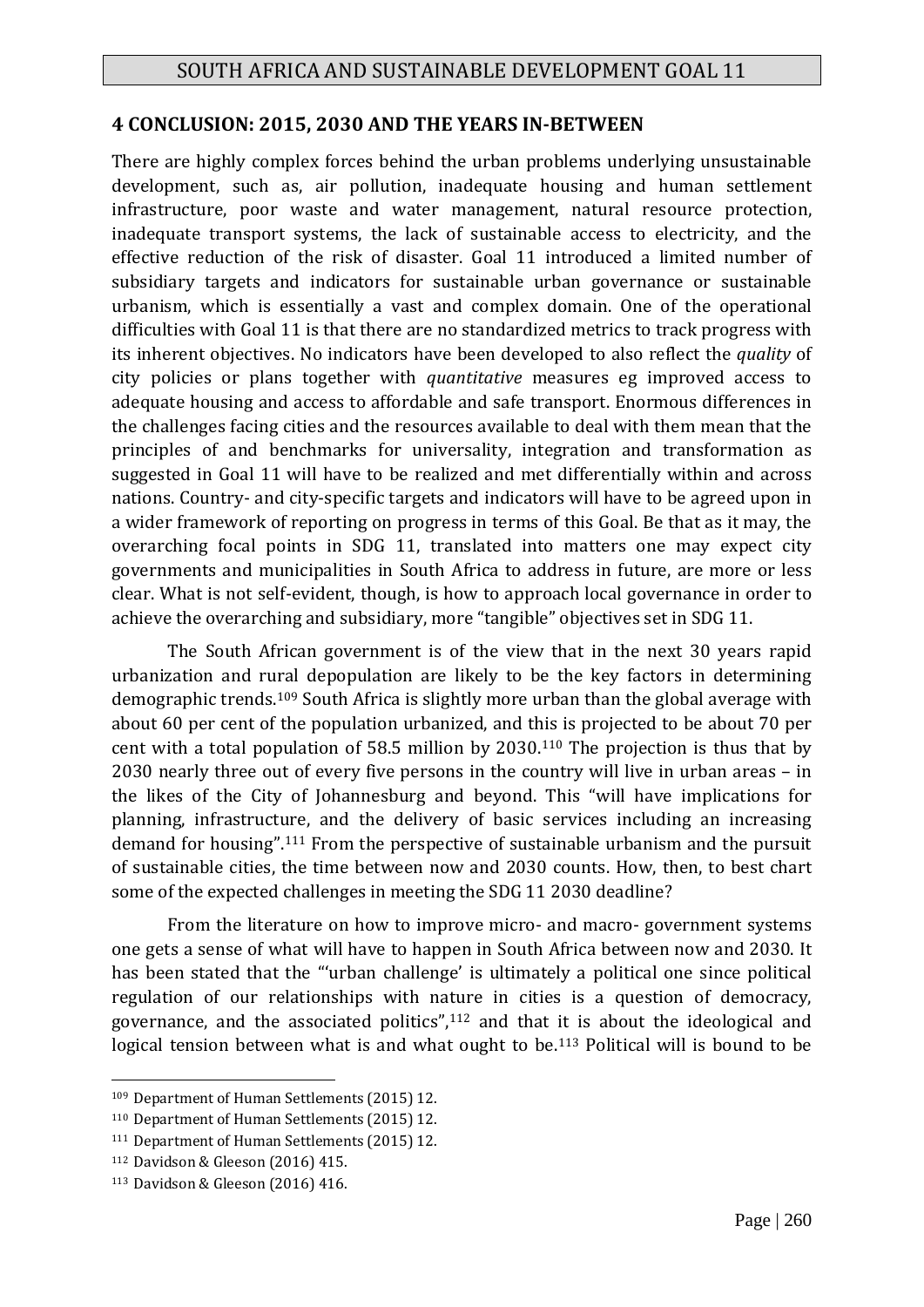## 4 CONCLUSION: 2015, 2030 AND THE YEARS IN-BETWEEN

There are highly complex forces behind the urban problems underlying unsustainable development, such as, air pollution, inadequate housing and human settlement infrastructure, poor waste and water management, natural resource protection, inadequate transport systems, the lack of sustainable access to electricity, and the effective reduction of the risk of disaster. Goal 11 introduced a limited number of subsidiary targets and indicators for sustainable urban governance or sustainable urbanism, which is essentially a vast and complex domain. One of the operational difficulties with Goal 11 is that there are no standardized metrics to track progress with its inherent objectives. No indicators have been developed to also reflect the *quality* of city policies or plans together with *quantitative* measures eg improved access to adequate housing and access to affordable and safe transport. Enormous differences in the challenges facing cities and the resources available to deal with them mean that the principles of and benchmarks for universality, integration and transformation as suggested in Goal 11 will have to be realized and met differentially within and across nations. Country- and city-specific targets and indicators will have to be agreed upon in a wider framework of reporting on progress in terms of this Goal. Be that as it may, the overarching focal points in SDG 11, translated into matters one may expect city governments and municipalities in South Africa to address in future, are more or less clear. What is not self-evident, though, is how to approach local governance in order to achieve the overarching and subsidiary, more "tangible" objectives set in SDG 11.

The South African government is of the view that in the next 30 years rapid urbanization and rural depopulation are likely to be the key factors in determining demographic trends.[109] South Africa is slightly more urban than the global average with about 60 per cent of the population urbanized, and this is projected to be about 70 per cent with a total population of 58.5 million by 2030.[110] The projection is thus that by 2030 nearly three out of every five persons in the country will live in urban areas – in the likes of the City of Johannesburg and beyond. This "will have implications for planning, infrastructure, and the delivery of basic services including an increasing demand for housing".[111] From the perspective of sustainable urbanism and the pursuit of sustainable cities, the time between now and 2030 counts. How, then, to best chart some of the expected challenges in meeting the SDG 11 2030 deadline?

From the literature on how to improve micro- and macro- government systems one gets a sense of what will have to happen in South Africa between now and 2030. It has been stated that the "'urban challenge' is ultimately a political one since political regulation of our relationships with nature in cities is a question of democracy, governance, and the associated politics",[112] and that it is about the ideological and logical tension between what is and what ought to be.[113] Political will is bound to be

---

[109] Department of Human Settlements (2015) 12.

[110] Department of Human Settlements (2015) 12.

[111] Department of Human Settlements (2015) 12.

[112] Davidson & Gleeson (2016) 415.

[113] Davidson & Gleeson (2016) 416.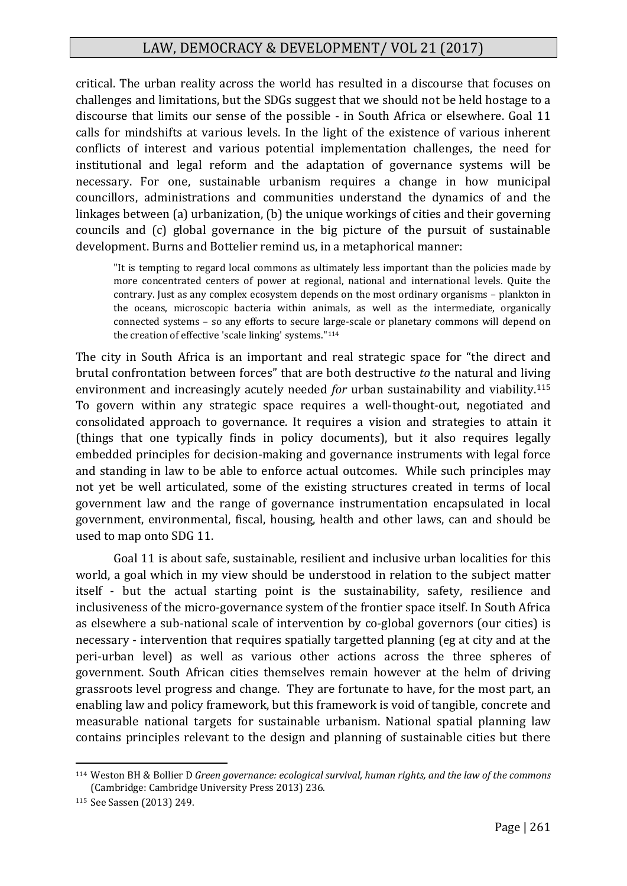critical. The urban reality across the world has resulted in a discourse that focuses on challenges and limitations, but the SDGs suggest that we should not be held hostage to a discourse that limits our sense of the possible - in South Africa or elsewhere. Goal 11 calls for mindshifts at various levels. In the light of the existence of various inherent conflicts of interest and various potential implementation challenges, the need for institutional and legal reform and the adaptation of governance systems will be necessary. For one, sustainable urbanism requires a change in how municipal councillors, administrations and communities understand the dynamics of and the linkages between (a) urbanization, (b) the unique workings of cities and their governing councils and (c) global governance in the big picture of the pursuit of sustainable development. Burns and Bottelier remind us, in a metaphorical manner:

> "It is tempting to regard local commons as ultimately less important than the policies made by more concentrated centers of power at regional, national and international levels. Quite the contrary. Just as any complex ecosystem depends on the most ordinary organisms – plankton in the oceans, microscopic bacteria within animals, as well as the intermediate, organically connected systems – so any efforts to secure large-scale or planetary commons will depend on the creation of effective 'scale linking' systems."[114]

The city in South Africa is an important and real strategic space for "the direct and brutal confrontation between forces" that are both destructive *to* the natural and living environment and increasingly acutely needed *for* urban sustainability and viability.[115] To govern within any strategic space requires a well-thought-out, negotiated and consolidated approach to governance. It requires a vision and strategies to attain it (things that one typically finds in policy documents), but it also requires legally embedded principles for decision-making and governance instruments with legal force and standing in law to be able to enforce actual outcomes. While such principles may not yet be well articulated, some of the existing structures created in terms of local government law and the range of governance instrumentation encapsulated in local government, environmental, fiscal, housing, health and other laws, can and should be used to map onto SDG 11.

Goal 11 is about safe, sustainable, resilient and inclusive urban localities for this world, a goal which in my view should be understood in relation to the subject matter itself - but the actual starting point is the sustainability, safety, resilience and inclusiveness of the micro-governance system of the frontier space itself. In South Africa as elsewhere a sub-national scale of intervention by co-global governors (our cities) is necessary - intervention that requires spatially targetted planning (eg at city and at the peri-urban level) as well as various other actions across the three spheres of government. South African cities themselves remain however at the helm of driving grassroots level progress and change. They are fortunate to have, for the most part, an enabling law and policy framework, but this framework is void of tangible, concrete and measurable national targets for sustainable urbanism. National spatial planning law contains principles relevant to the design and planning of sustainable cities but there

---

[114] Weston BH & Bollier D *Green governance: ecological survival, human rights, and the law of the commons* (Cambridge: Cambridge University Press 2013) 236.

[115] See Sassen (2013) 249.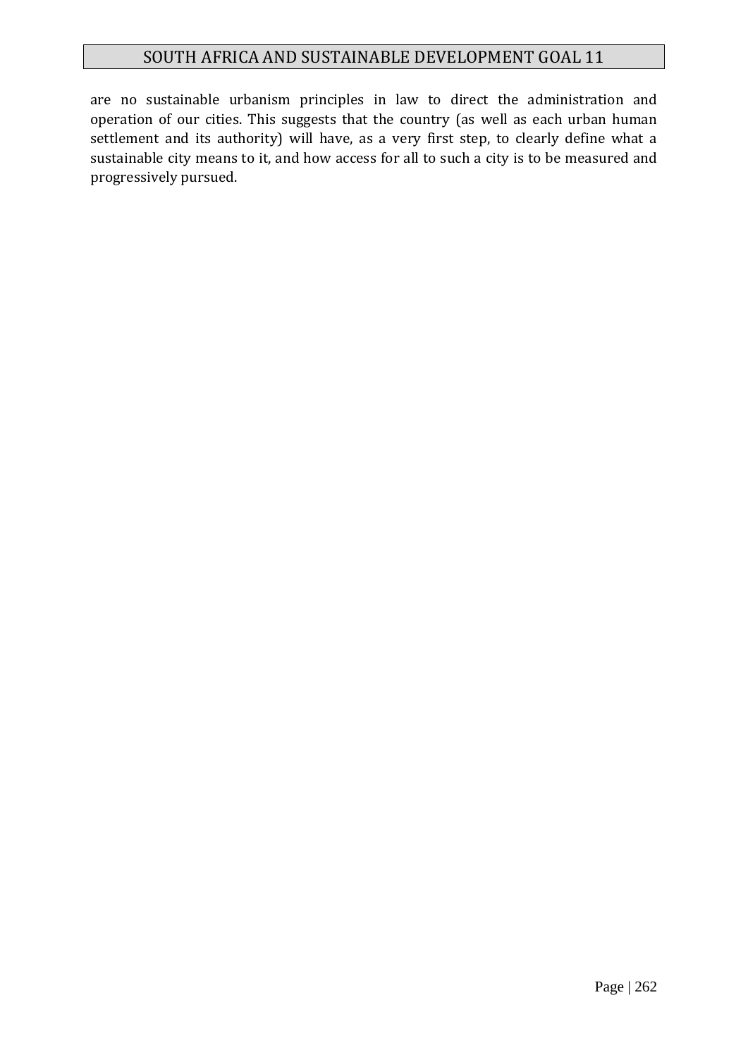are no sustainable urbanism principles in law to direct the administration and operation of our cities. This suggests that the country (as well as each urban human settlement and its authority) will have, as a very first step, to clearly define what a sustainable city means to it, and how access for all to such a city is to be measured and progressively pursued.